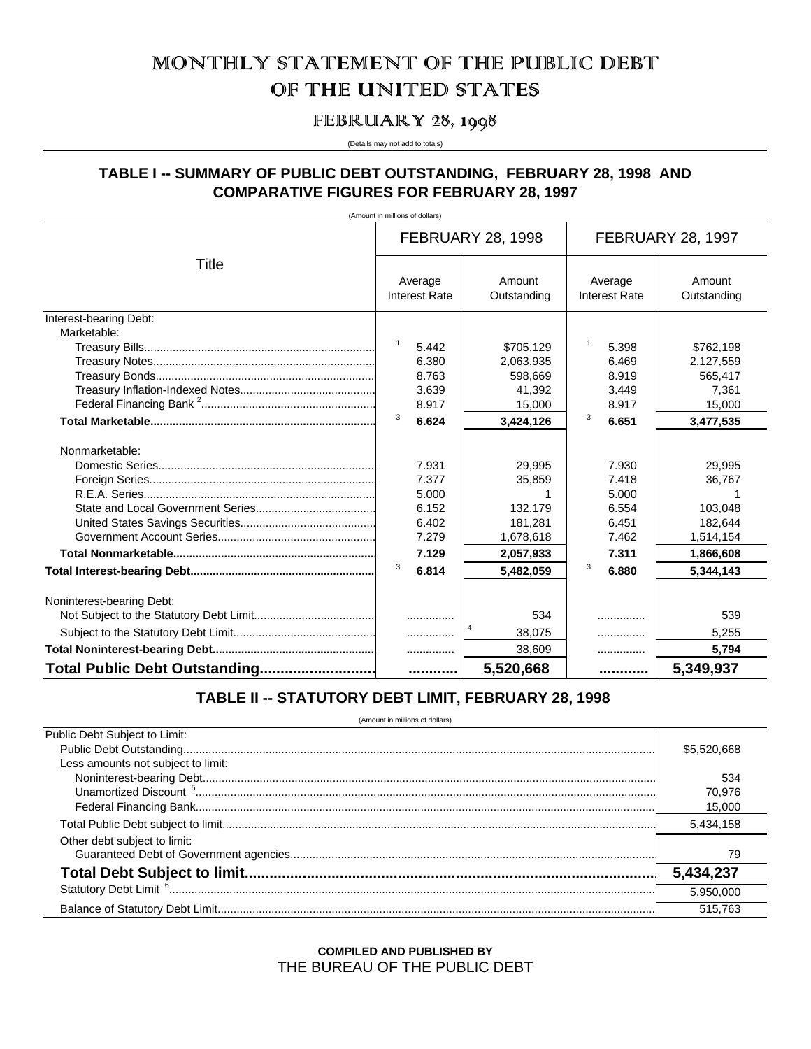# MONTHLY STATEMENT OF THE PUBLIC DEBT OF THE UNITED STATES

## FEBRUARY 28, 1998

(Details may not add to totals)

## TABLE I -- SUMMARY OF PUBLIC DEBT OUTSTANDING, FEBRUARY 28, 1998 AND COMPARATIVE FIGURES FOR FEBRUARY 28, 1997

(Amount in millions of dollars)

| Title | FEBRUARY 28, 1998 | | FEBRUARY 28, 1997 | |
|---|---|---|---|---|
| | Average Interest Rate | Amount Outstanding | Average Interest Rate | Amount Outstanding |
| Interest-bearing Debt: | | | | |
| Marketable: | | | | |
| Treasury Bills | [1] 5.442 | $705,129 | [1] 5.398 | $762,198 |
| Treasury Notes | 6.380 | 2,063,935 | 6.469 | 2,127,559 |
| Treasury Bonds | 8.763 | 598,669 | 8.919 | 565,417 |
| Treasury Inflation-Indexed Notes | 3.639 | 41,392 | 3.449 | 7,361 |
| Federal Financing Bank [2] | 8.917 | 15,000 | 8.917 | 15,000 |
| **Total Marketable** | [3] **6.624** | **3,424,126** | [3] **6.651** | **3,477,535** |
| Nonmarketable: | | | | |
| Domestic Series | 7.931 | 29,995 | 7.930 | 29,995 |
| Foreign Series | 7.377 | 35,859 | 7.418 | 36,767 |
| R.E.A. Series | 5.000 | 1 | 5.000 | 1 |
| State and Local Government Series | 6.152 | 132,179 | 6.554 | 103,048 |
| United States Savings Securities | 6.402 | 181,281 | 6.451 | 182,644 |
| Government Account Series | 7.279 | 1,678,618 | 7.462 | 1,514,154 |
| **Total Nonmarketable** | **7.129** | **2,057,933** | **7.311** | **1,866,608** |
| **Total Interest-bearing Debt** | [3] **6.814** | **5,482,059** | [3] **6.880** | **5,344,143** |
| Noninterest-bearing Debt: | | | | |
| Not Subject to the Statutory Debt Limit | .............. | 534 | .............. | 539 |
| Subject to the Statutory Debt Limit | .............. | [4] 38,075 | .............. | 5,255 |
| **Total Noninterest-bearing Debt** | .............. | 38,609 | .............. | **5,794** |
| **Total Public Debt Outstanding** | ........... | **5,520,668** | ........... | **5,349,937** |

## TABLE II -- STATUTORY DEBT LIMIT, FEBRUARY 28, 1998

(Amount in millions of dollars)

| | |
|---|---|
| Public Debt Subject to Limit: | |
| Public Debt Outstanding | $5,520,668 |
| Less amounts not subject to limit: | |
| Noninterest-bearing Debt | 534 |
| Unamortized Discount [5] | 70,976 |
| Federal Financing Bank | 15,000 |
| Total Public Debt subject to limit | 5,434,158 |
| Other debt subject to limit: | |
| Guaranteed Debt of Government agencies | 79 |
| **Total Debt Subject to limit** | **5,434,237** |
| Statutory Debt Limit [6] | 5,950,000 |
| Balance of Statutory Debt Limit | 515,763 |

**COMPILED AND PUBLISHED BY**
THE BUREAU OF THE PUBLIC DEBT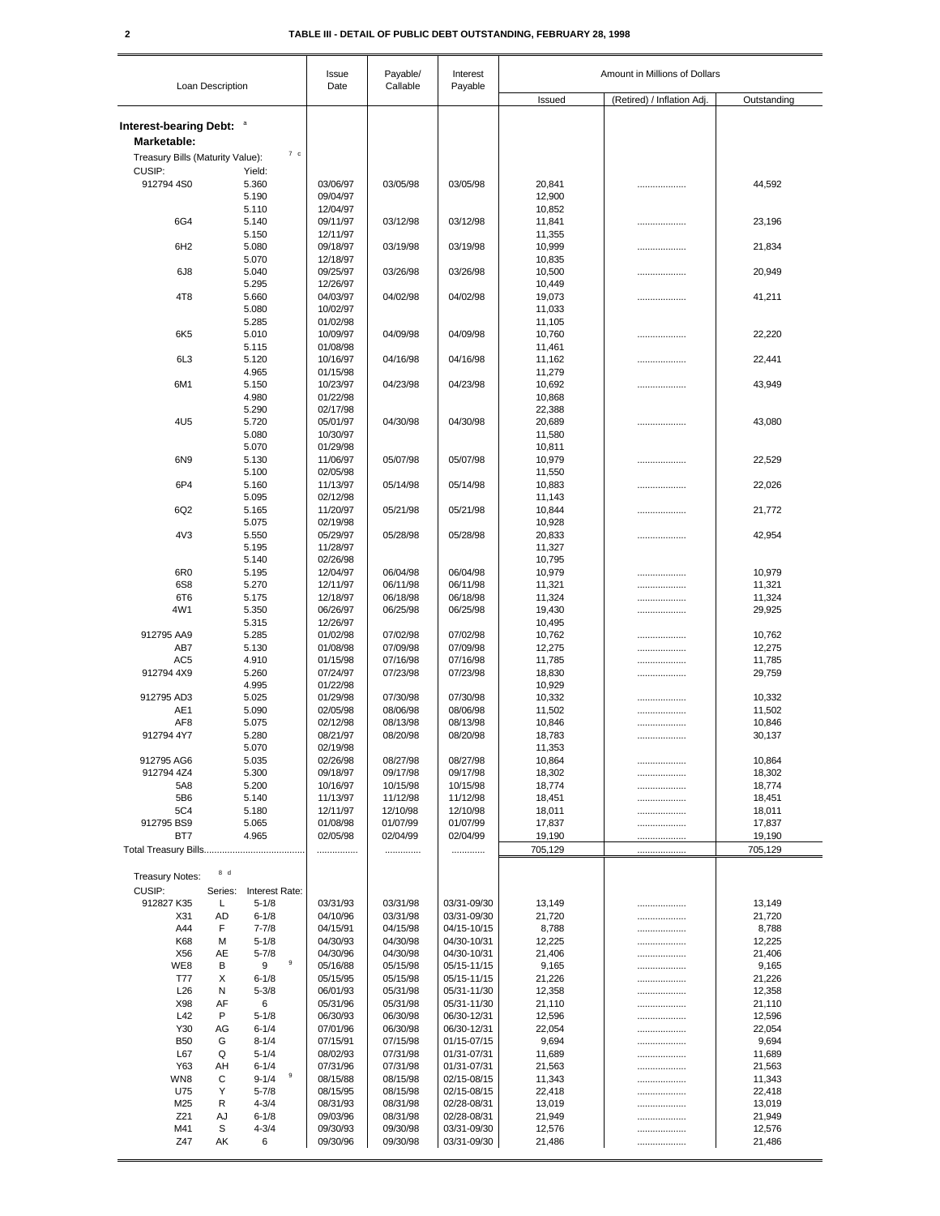# TABLE III - DETAIL OF PUBLIC DEBT OUTSTANDING, FEBRUARY 28, 1998

| Loan Description | | | Issue Date | Payable/ Callable | Interest Payable | Amount in Millions of Dollars | | |
|---|---|---|---|---|---|---|---|---|
| | | | | | | Issued | (Retired) / Inflation Adj. | Outstanding |
| **Interest-bearing Debt:** [a] | | | | | | | | |
| **Marketable:** | | | | | | | | |
| Treasury Bills (Maturity Value): [7 c] | | | | | | | | |
| CUSIP: | | Yield: | | | | | | |
| 912794 4S0 | | 5.360 | 03/06/97 | 03/05/98 | 03/05/98 | 20,841 | .................. | 44,592 |
| | | 5.190 | 09/04/97 | | | 12,900 | | |
| | | 5.110 | 12/04/97 | | | 10,852 | | |
| 6G4 | | 5.140 | 09/11/97 | 03/12/98 | 03/12/98 | 11,841 | .................. | 23,196 |
| | | 5.150 | 12/11/97 | | | 11,355 | | |
| 6H2 | | 5.080 | 09/18/97 | 03/19/98 | 03/19/98 | 10,999 | .................. | 21,834 |
| | | 5.070 | 12/18/97 | | | 10,835 | | |
| 6J8 | | 5.040 | 09/25/97 | 03/26/98 | 03/26/98 | 10,500 | .................. | 20,949 |
| | | 5.295 | 12/26/97 | | | 10,449 | | |
| 4T8 | | 5.660 | 04/03/97 | 04/02/98 | 04/02/98 | 19,073 | .................. | 41,211 |
| | | 5.080 | 10/02/97 | | | 11,033 | | |
| | | 5.285 | 01/02/98 | | | 11,105 | | |
| 6K5 | | 5.010 | 10/09/97 | 04/09/98 | 04/09/98 | 10,760 | .................. | 22,220 |
| | | 5.115 | 01/08/98 | | | 11,461 | | |
| 6L3 | | 5.120 | 10/16/97 | 04/16/98 | 04/16/98 | 11,162 | .................. | 22,441 |
| | | 4.965 | 01/15/98 | | | 11,279 | | |
| 6M1 | | 5.150 | 10/23/97 | 04/23/98 | 04/23/98 | 10,692 | .................. | 43,949 |
| | | 4.980 | 01/22/98 | | | 10,868 | | |
| | | 5.290 | 02/17/98 | | | 22,388 | | |
| 4U5 | | 5.720 | 05/01/97 | 04/30/98 | 04/30/98 | 20,689 | .................. | 43,080 |
| | | 5.080 | 10/30/97 | | | 11,580 | | |
| | | 5.070 | 01/29/98 | | | 10,811 | | |
| 6N9 | | 5.130 | 11/06/97 | 05/07/98 | 05/07/98 | 10,979 | .................. | 22,529 |
| | | 5.100 | 02/05/98 | | | 11,550 | | |
| 6P4 | | 5.160 | 11/13/97 | 05/14/98 | 05/14/98 | 10,883 | .................. | 22,026 |
| | | 5.095 | 02/12/98 | | | 11,143 | | |
| 6Q2 | | 5.165 | 11/20/97 | 05/21/98 | 05/21/98 | 10,844 | .................. | 21,772 |
| | | 5.075 | 02/19/98 | | | 10,928 | | |
| 4V3 | | 5.550 | 05/29/97 | 05/28/98 | 05/28/98 | 20,833 | .................. | 42,954 |
| | | 5.195 | 11/28/97 | | | 11,327 | | |
| | | 5.140 | 02/26/98 | | | 10,795 | | |
| 6R0 | | 5.195 | 12/04/97 | 06/04/98 | 06/04/98 | 10,979 | .................. | 10,979 |
| 6S8 | | 5.270 | 12/11/97 | 06/11/98 | 06/11/98 | 11,321 | .................. | 11,321 |
| 6T6 | | 5.175 | 12/18/97 | 06/18/98 | 06/18/98 | 11,324 | .................. | 11,324 |
| 4W1 | | 5.350 | 06/26/97 | 06/25/98 | 06/25/98 | 19,430 | .................. | 29,925 |
| | | 5.315 | 12/26/97 | | | 10,495 | | |
| 912795 AA9 | | 5.285 | 01/02/98 | 07/02/98 | 07/02/98 | 10,762 | .................. | 10,762 |
| AB7 | | 5.130 | 01/08/98 | 07/09/98 | 07/09/98 | 12,275 | .................. | 12,275 |
| AC5 | | 4.910 | 01/15/98 | 07/16/98 | 07/16/98 | 11,785 | .................. | 11,785 |
| 912794 4X9 | | 5.260 | 07/24/97 | 07/23/98 | 07/23/98 | 18,830 | .................. | 29,759 |
| | | 4.995 | 01/22/98 | | | 10,929 | | |
| 912795 AD3 | | 5.025 | 01/29/98 | 07/30/98 | 07/30/98 | 10,332 | .................. | 10,332 |
| AE1 | | 5.090 | 02/05/98 | 08/06/98 | 08/06/98 | 11,502 | .................. | 11,502 |
| AF8 | | 5.075 | 02/12/98 | 08/13/98 | 08/13/98 | 10,846 | .................. | 10,846 |
| 912794 4Y7 | | 5.280 | 08/21/97 | 08/20/98 | 08/20/98 | 18,783 | .................. | 30,137 |
| | | 5.070 | 02/19/98 | | | 11,353 | | |
| 912795 AG6 | | 5.035 | 02/26/98 | 08/27/98 | 08/27/98 | 10,864 | .................. | 10,864 |
| 912794 4Z4 | | 5.300 | 09/18/97 | 09/17/98 | 09/17/98 | 18,302 | .................. | 18,302 |
| 5A8 | | 5.200 | 10/16/97 | 10/15/98 | 10/15/98 | 18,774 | .................. | 18,774 |
| 5B6 | | 5.140 | 11/13/97 | 11/12/98 | 11/12/98 | 18,451 | .................. | 18,451 |
| 5C4 | | 5.180 | 12/11/97 | 12/10/98 | 12/10/98 | 18,011 | .................. | 18,011 |
| 912795 BS9 | | 5.065 | 01/08/98 | 01/07/99 | 01/07/99 | 17,837 | .................. | 17,837 |
| BT7 | | 4.965 | 02/05/98 | 02/04/99 | 02/04/99 | 19,190 | .................. | 19,190 |
| Total Treasury Bills...................................... | | | ................ | ............. | ............ | 705,129 | .................. | 705,129 |
| Treasury Notes: [8 d] | | | | | | | | |
| CUSIP: | Series: | Interest Rate: | | | | | | |
| 912827 K35 | L | 5-1/8 | 03/31/93 | 03/31/98 | 03/31-09/30 | 13,149 | .................. | 13,149 |
| X31 | AD | 6-1/8 | 04/10/96 | 03/31/98 | 03/31-09/30 | 21,720 | .................. | 21,720 |
| A44 | F | 7-7/8 | 04/15/91 | 04/15/98 | 04/15-10/15 | 8,788 | .................. | 8,788 |
| K68 | M | 5-1/8 | 04/30/93 | 04/30/98 | 04/30-10/31 | 12,225 | .................. | 12,225 |
| X56 | AE | 5-7/8 | 04/30/96 | 04/30/98 | 04/30-10/31 | 21,406 | .................. | 21,406 |
| WE8 | B | 9 [9] | 05/16/88 | 05/15/98 | 05/15-11/15 | 9,165 | .................. | 9,165 |
| T77 | X | 6-1/8 | 05/15/95 | 05/15/98 | 05/15-11/15 | 21,226 | .................. | 21,226 |
| L26 | N | 5-3/8 | 06/01/93 | 05/31/98 | 05/31-11/30 | 12,358 | .................. | 12,358 |
| X98 | AF | 6 | 05/31/96 | 05/31/98 | 05/31-11/30 | 21,110 | .................. | 21,110 |
| L42 | P | 5-1/8 | 06/30/93 | 06/30/98 | 06/30-12/31 | 12,596 | .................. | 12,596 |
| Y30 | AG | 6-1/4 | 07/01/96 | 06/30/98 | 06/30-12/31 | 22,054 | .................. | 22,054 |
| B50 | G | 8-1/4 | 07/15/91 | 07/15/98 | 01/15-07/15 | 9,694 | .................. | 9,694 |
| L67 | Q | 5-1/4 | 08/02/93 | 07/31/98 | 01/31-07/31 | 11,689 | .................. | 11,689 |
| Y63 | AH | 6-1/4 | 07/31/96 | 07/31/98 | 01/31-07/31 | 21,563 | .................. | 21,563 |
| WN8 | C | 9-1/4 [9] | 08/15/88 | 08/15/98 | 02/15-08/15 | 11,343 | .................. | 11,343 |
| U75 | Y | 5-7/8 | 08/15/95 | 08/15/98 | 02/15-08/15 | 22,418 | .................. | 22,418 |
| M25 | R | 4-3/4 | 08/31/93 | 08/31/98 | 02/28-08/31 | 13,019 | .................. | 13,019 |
| Z21 | AJ | 6-1/8 | 09/03/96 | 08/31/98 | 02/28-08/31 | 21,949 | .................. | 21,949 |
| M41 | S | 4-3/4 | 09/30/93 | 09/30/98 | 03/31-09/30 | 12,576 | .................. | 12,576 |
| Z47 | AK | 6 | 09/30/96 | 09/30/98 | 03/31-09/30 | 21,486 | .................. | 21,486 |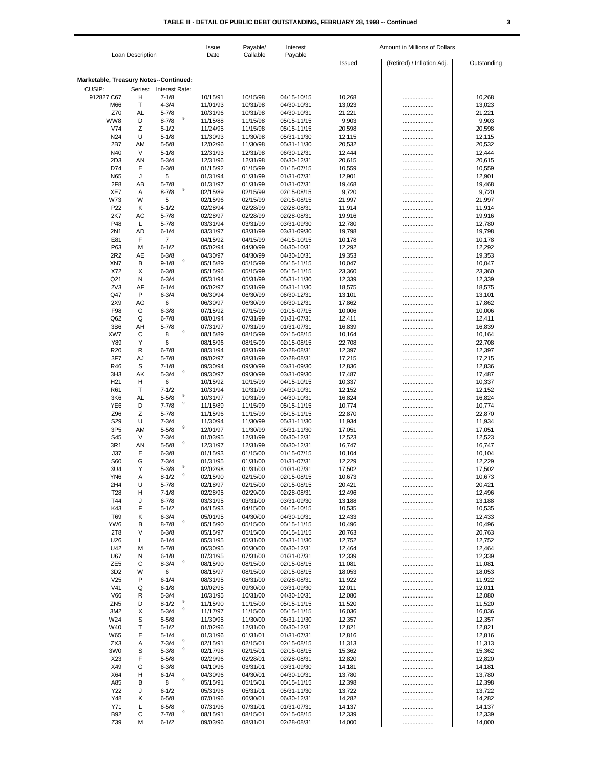# TABLE III - DETAIL OF PUBLIC DEBT OUTSTANDING, FEBRUARY 28, 1998 -- Continued

| Loan Description | | | Issue Date | Payable/ Callable | Interest Payable | Amount in Millions of Dollars | | |
|---|---|---|---|---|---|---|---|---|
| | | | | | | Issued | (Retired) / Inflation Adj. | Outstanding |
| **Marketable, Treasury Notes--Continued:** | | | | | | | | |
| CUSIP: | Series: | Interest Rate: | | | | | | |
| 912827 C67 | H | 7-1/8 | 10/15/91 | 10/15/98 | 04/15-10/15 | 10,268 | .................. | 10,268 |
| M66 | T | 4-3/4 | 11/01/93 | 10/31/98 | 04/30-10/31 | 13,023 | .................. | 13,023 |
| Z70 | AL | 5-7/8 | 10/31/96 | 10/31/98 | 04/30-10/31 | 21,221 | .................. | 21,221 |
| WW8 | D | 8-7/8 [9] | 11/15/88 | 11/15/98 | 05/15-11/15 | 9,903 | .................. | 9,903 |
| V74 | Z | 5-1/2 | 11/24/95 | 11/15/98 | 05/15-11/15 | 20,598 | .................. | 20,598 |
| N24 | U | 5-1/8 | 11/30/93 | 11/30/98 | 05/31-11/30 | 12,115 | .................. | 12,115 |
| 2B7 | AM | 5-5/8 | 12/02/96 | 11/30/98 | 05/31-11/30 | 20,532 | .................. | 20,532 |
| N40 | V | 5-1/8 | 12/31/93 | 12/31/98 | 06/30-12/31 | 12,444 | .................. | 12,444 |
| 2D3 | AN | 5-3/4 | 12/31/96 | 12/31/98 | 06/30-12/31 | 20,615 | .................. | 20,615 |
| D74 | E | 6-3/8 | 01/15/92 | 01/15/99 | 01/15-07/15 | 10,559 | .................. | 10,559 |
| N65 | J | 5 | 01/31/94 | 01/31/99 | 01/31-07/31 | 12,901 | .................. | 12,901 |
| 2F8 | AB | 5-7/8 | 01/31/97 | 01/31/99 | 01/31-07/31 | 19,468 | .................. | 19,468 |
| XE7 | A | 8-7/8 [9] | 02/15/89 | 02/15/99 | 02/15-08/15 | 9,720 | .................. | 9,720 |
| W73 | W | 5 | 02/15/96 | 02/15/99 | 02/15-08/15 | 21,997 | .................. | 21,997 |
| P22 | K | 5-1/2 | 02/28/94 | 02/28/99 | 02/28-08/31 | 11,914 | .................. | 11,914 |
| 2K7 | AC | 5-7/8 | 02/28/97 | 02/28/99 | 02/28-08/31 | 19,916 | .................. | 19,916 |
| P48 | L | 5-7/8 | 03/31/94 | 03/31/99 | 03/31-09/30 | 12,780 | .................. | 12,780 |
| 2N1 | AD | 6-1/4 | 03/31/97 | 03/31/99 | 03/31-09/30 | 19,798 | .................. | 19,798 |
| E81 | F | 7 | 04/15/92 | 04/15/99 | 04/15-10/15 | 10,178 | .................. | 10,178 |
| P63 | M | 6-1/2 | 05/02/94 | 04/30/99 | 04/30-10/31 | 12,292 | .................. | 12,292 |
| 2R2 | AE | 6-3/8 | 04/30/97 | 04/30/99 | 04/30-10/31 | 19,353 | .................. | 19,353 |
| XN7 | B | 9-1/8 [9] | 05/15/89 | 05/15/99 | 05/15-11/15 | 10,047 | .................. | 10,047 |
| X72 | X | 6-3/8 | 05/15/96 | 05/15/99 | 05/15-11/15 | 23,360 | .................. | 23,360 |
| Q21 | N | 6-3/4 | 05/31/94 | 05/31/99 | 05/31-11/30 | 12,339 | .................. | 12,339 |
| 2V3 | AF | 6-1/4 | 06/02/97 | 05/31/99 | 05/31-11/30 | 18,575 | .................. | 18,575 |
| Q47 | P | 6-3/4 | 06/30/94 | 06/30/99 | 06/30-12/31 | 13,101 | .................. | 13,101 |
| 2X9 | AG | 6 | 06/30/97 | 06/30/99 | 06/30-12/31 | 17,862 | .................. | 17,862 |
| F98 | G | 6-3/8 | 07/15/92 | 07/15/99 | 01/15-07/15 | 10,006 | .................. | 10,006 |
| Q62 | Q | 6-7/8 | 08/01/94 | 07/31/99 | 01/31-07/31 | 12,411 | .................. | 12,411 |
| 3B6 | AH | 5-7/8 | 07/31/97 | 07/31/99 | 01/31-07/31 | 16,839 | .................. | 16,839 |
| XW7 | C | 8 [9] | 08/15/89 | 08/15/99 | 02/15-08/15 | 10,164 | .................. | 10,164 |
| Y89 | Y | 6 | 08/15/96 | 08/15/99 | 02/15-08/15 | 22,708 | .................. | 22,708 |
| R20 | R | 6-7/8 | 08/31/94 | 08/31/99 | 02/28-08/31 | 12,397 | .................. | 12,397 |
| 3F7 | AJ | 5-7/8 | 09/02/97 | 08/31/99 | 02/28-08/31 | 17,215 | .................. | 17,215 |
| R46 | S | 7-1/8 | 09/30/94 | 09/30/99 | 03/31-09/30 | 12,836 | .................. | 12,836 |
| 3H3 | AK | 5-3/4 [9] | 09/30/97 | 09/30/99 | 03/31-09/30 | 17,487 | .................. | 17,487 |
| H21 | H | 6 | 10/15/92 | 10/15/99 | 04/15-10/15 | 10,337 | .................. | 10,337 |
| R61 | T | 7-1/2 | 10/31/94 | 10/31/99 | 04/30-10/31 | 12,152 | .................. | 12,152 |
| 3K6 | AL | 5-5/8 [9] | 10/31/97 | 10/31/99 | 04/30-10/31 | 16,824 | .................. | 16,824 |
| YE6 | D | 7-7/8 [9] | 11/15/89 | 11/15/99 | 05/15-11/15 | 10,774 | .................. | 10,774 |
| Z96 | Z | 5-7/8 | 11/15/96 | 11/15/99 | 05/15-11/15 | 22,870 | .................. | 22,870 |
| S29 | U | 7-3/4 | 11/30/94 | 11/30/99 | 05/31-11/30 | 11,934 | .................. | 11,934 |
| 3P5 | AM | 5-5/8 [9] | 12/01/97 | 11/30/99 | 05/31-11/30 | 17,051 | .................. | 17,051 |
| S45 | V | 7-3/4 | 01/03/95 | 12/31/99 | 06/30-12/31 | 12,523 | .................. | 12,523 |
| 3R1 | AN | 5-5/8 [9] | 12/31/97 | 12/31/99 | 06/30-12/31 | 16,747 | .................. | 16,747 |
| J37 | E | 6-3/8 | 01/15/93 | 01/15/00 | 01/15-07/15 | 10,104 | .................. | 10,104 |
| S60 | G | 7-3/4 | 01/31/95 | 01/31/00 | 01/31-07/31 | 12,229 | .................. | 12,229 |
| 3U4 | Y | 5-3/8 [9] | 02/02/98 | 01/31/00 | 01/31-07/31 | 17,502 | .................. | 17,502 |
| YN6 | A | 8-1/2 [9] | 02/15/90 | 02/15/00 | 02/15-08/15 | 10,673 | .................. | 10,673 |
| 2H4 | U | 5-7/8 | 02/18/97 | 02/15/00 | 02/15-08/15 | 20,421 | .................. | 20,421 |
| T28 | H | 7-1/8 | 02/28/95 | 02/29/00 | 02/28-08/31 | 12,496 | .................. | 12,496 |
| T44 | J | 6-7/8 | 03/31/95 | 03/31/00 | 03/31-09/30 | 13,188 | .................. | 13,188 |
| K43 | F | 5-1/2 | 04/15/93 | 04/15/00 | 04/15-10/15 | 10,535 | .................. | 10,535 |
| T69 | K | 6-3/4 | 05/01/95 | 04/30/00 | 04/30-10/31 | 12,433 | .................. | 12,433 |
| YW6 | B | 8-7/8 [9] | 05/15/90 | 05/15/00 | 05/15-11/15 | 10,496 | .................. | 10,496 |
| 2T8 | V | 6-3/8 | 05/15/97 | 05/15/00 | 05/15-11/15 | 20,763 | .................. | 20,763 |
| U26 | L | 6-1/4 | 05/31/95 | 05/31/00 | 05/31-11/30 | 12,752 | .................. | 12,752 |
| U42 | M | 5-7/8 | 06/30/95 | 06/30/00 | 06/30-12/31 | 12,464 | .................. | 12,464 |
| U67 | N | 6-1/8 | 07/31/95 | 07/31/00 | 01/31-07/31 | 12,339 | .................. | 12,339 |
| ZE5 | C | 8-3/4 [9] | 08/15/90 | 08/15/00 | 02/15-08/15 | 11,081 | .................. | 11,081 |
| 3D2 | W | 6 | 08/15/97 | 08/15/00 | 02/15-08/15 | 18,053 | .................. | 18,053 |
| V25 | P | 6-1/4 | 08/31/95 | 08/31/00 | 02/28-08/31 | 11,922 | .................. | 11,922 |
| V41 | Q | 6-1/8 | 10/02/95 | 09/30/00 | 03/31-09/30 | 12,011 | .................. | 12,011 |
| V66 | R | 5-3/4 | 10/31/95 | 10/31/00 | 04/30-10/31 | 12,080 | .................. | 12,080 |
| ZN5 | D | 8-1/2 [9] | 11/15/90 | 11/15/00 | 05/15-11/15 | 11,520 | .................. | 11,520 |
| 3M2 | X | 5-3/4 [9] | 11/17/97 | 11/15/00 | 05/15-11/15 | 16,036 | .................. | 16,036 |
| W24 | S | 5-5/8 | 11/30/95 | 11/30/00 | 05/31-11/30 | 12,357 | .................. | 12,357 |
| W40 | T | 5-1/2 | 01/02/96 | 12/31/00 | 06/30-12/31 | 12,821 | .................. | 12,821 |
| W65 | E | 5-1/4 | 01/31/96 | 01/31/01 | 01/31-07/31 | 12,816 | .................. | 12,816 |
| ZX3 | A | 7-3/4 [9] | 02/15/91 | 02/15/01 | 02/15-08/15 | 11,313 | .................. | 11,313 |
| 3W0 | S | 5-3/8 [9] | 02/17/98 | 02/15/01 | 02/15-08/15 | 15,362 | .................. | 15,362 |
| X23 | F | 5-5/8 | 02/29/96 | 02/28/01 | 02/28-08/31 | 12,820 | .................. | 12,820 |
| X49 | G | 6-3/8 | 04/10/96 | 03/31/01 | 03/31-09/30 | 14,181 | .................. | 14,181 |
| X64 | H | 6-1/4 | 04/30/96 | 04/30/01 | 04/30-10/31 | 13,780 | .................. | 13,780 |
| A85 | B | 8 [9] | 05/15/91 | 05/15/01 | 05/15-11/15 | 12,398 | .................. | 12,398 |
| Y22 | J | 6-1/2 | 05/31/96 | 05/31/01 | 05/31-11/30 | 13,722 | .................. | 13,722 |
| Y48 | K | 6-5/8 | 07/01/96 | 06/30/01 | 06/30-12/31 | 14,282 | .................. | 14,282 |
| Y71 | L | 6-5/8 | 07/31/96 | 07/31/01 | 01/31-07/31 | 14,137 | .................. | 14,137 |
| B92 | C | 7-7/8 [9] | 08/15/91 | 08/15/01 | 02/15-08/15 | 12,339 | .................. | 12,339 |
| Z39 | M | 6-1/2 | 09/03/96 | 08/31/01 | 02/28-08/31 | 14,000 | .................. | 14,000 |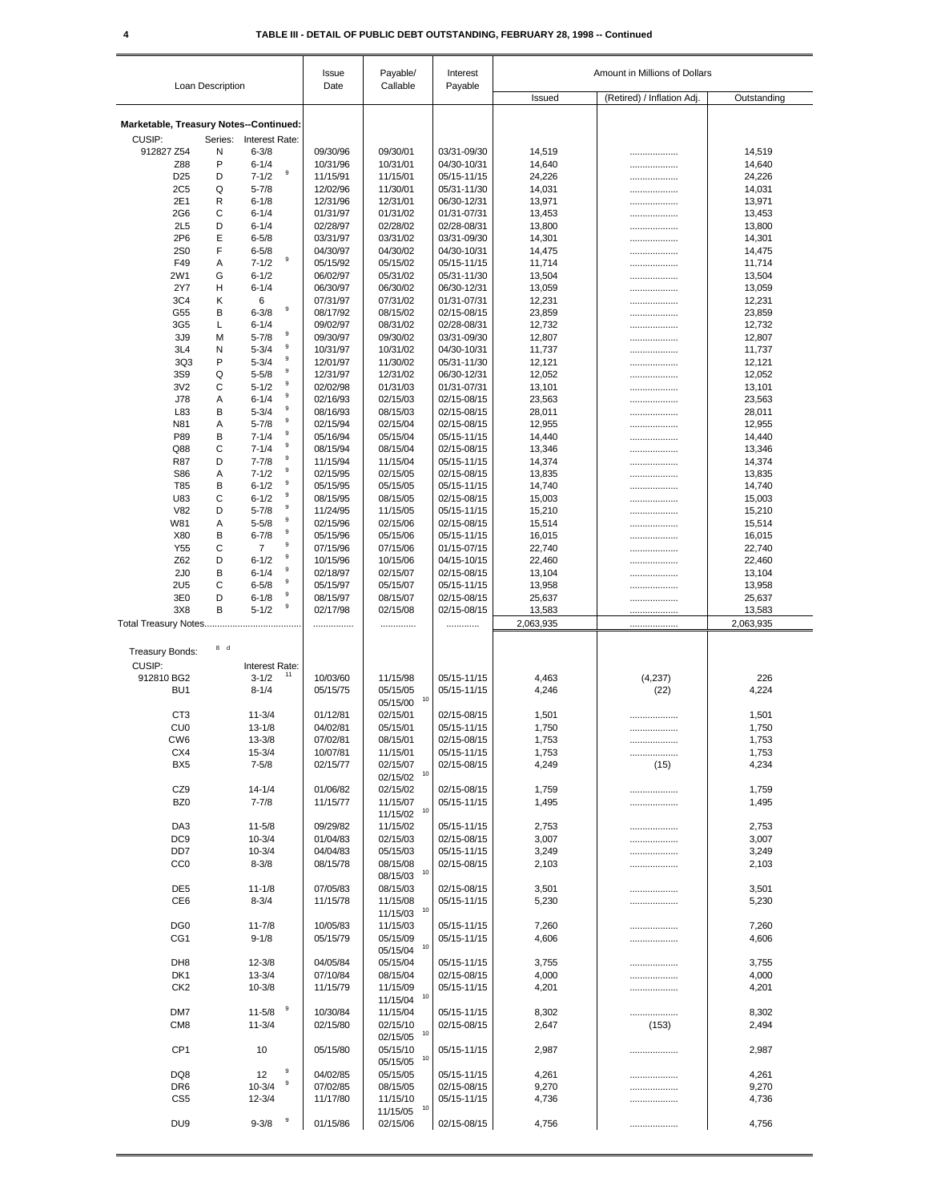**TABLE III - DETAIL OF PUBLIC DEBT OUTSTANDING, FEBRUARY 28, 1998 -- Continued**

| Loan Description | | | Issue Date | Payable/ Callable | Interest Payable | Amount in Millions of Dollars | | |
|---|---|---|---|---|---|---|---|---|
| | | | | | | Issued | (Retired) / Inflation Adj. | Outstanding |
| **Marketable, Treasury Notes--Continued:** | | | | | | | | |
| CUSIP: | Series: | Interest Rate: | | | | | | |
| 912827 Z54 | N | 6-3/8 | 09/30/96 | 09/30/01 | 03/31-09/30 | 14,519 | ................... | 14,519 |
| Z88 | P | 6-1/4 | 10/31/96 | 10/31/01 | 04/30-10/31 | 14,640 | ................... | 14,640 |
| D25 | D | 7-1/2 [9] | 11/15/91 | 11/15/01 | 05/15-11/15 | 24,226 | ................... | 24,226 |
| 2C5 | Q | 5-7/8 | 12/02/96 | 11/30/01 | 05/31-11/30 | 14,031 | ................... | 14,031 |
| 2E1 | R | 6-1/8 | 12/31/96 | 12/31/01 | 06/30-12/31 | 13,971 | ................... | 13,971 |
| 2G6 | C | 6-1/4 | 01/31/97 | 01/31/02 | 01/31-07/31 | 13,453 | ................... | 13,453 |
| 2L5 | D | 6-1/4 | 02/28/97 | 02/28/02 | 02/28-08/31 | 13,800 | ................... | 13,800 |
| 2P6 | E | 6-5/8 | 03/31/97 | 03/31/02 | 03/31-09/30 | 14,301 | ................... | 14,301 |
| 2S0 | F | 6-5/8 | 04/30/97 | 04/30/02 | 04/30-10/31 | 14,475 | ................... | 14,475 |
| F49 | A | 7-1/2 [9] | 05/15/92 | 05/15/02 | 05/15-11/15 | 11,714 | ................... | 11,714 |
| 2W1 | G | 6-1/2 | 06/02/97 | 05/31/02 | 05/31-11/30 | 13,504 | ................... | 13,504 |
| 2Y7 | H | 6-1/4 | 06/30/97 | 06/30/02 | 06/30-12/31 | 13,059 | ................... | 13,059 |
| 3C4 | K | 6 | 07/31/97 | 07/31/02 | 01/31-07/31 | 12,231 | ................... | 12,231 |
| G55 | B | 6-3/8 [9] | 08/17/92 | 08/15/02 | 02/15-08/15 | 23,859 | ................... | 23,859 |
| 3G5 | L | 6-1/4 | 09/02/97 | 08/31/02 | 02/28-08/31 | 12,732 | ................... | 12,732 |
| 3J9 | M | 5-7/8 [9] | 09/30/97 | 09/30/02 | 03/31-09/30 | 12,807 | ................... | 12,807 |
| 3L4 | N | 5-3/4 [9] | 10/31/97 | 10/31/02 | 04/30-10/31 | 11,737 | ................... | 11,737 |
| 3Q3 | P | 5-3/4 [9] | 12/01/97 | 11/30/02 | 05/31-11/30 | 12,121 | ................... | 12,121 |
| 3S9 | Q | 5-5/8 [9] | 12/31/97 | 12/31/02 | 06/30-12/31 | 12,052 | ................... | 12,052 |
| 3V2 | C | 5-1/2 [9] | 02/02/98 | 01/31/03 | 01/31-07/31 | 13,101 | ................... | 13,101 |
| J78 | A | 6-1/4 [9] | 02/16/93 | 02/15/03 | 02/15-08/15 | 23,563 | ................... | 23,563 |
| L83 | B | 5-3/4 [9] | 08/16/93 | 08/15/03 | 02/15-08/15 | 28,011 | ................... | 28,011 |
| N81 | A | 5-7/8 [9] | 02/15/94 | 02/15/04 | 02/15-08/15 | 12,955 | ................... | 12,955 |
| P89 | B | 7-1/4 [9] | 05/16/94 | 05/15/04 | 05/15-11/15 | 14,440 | ................... | 14,440 |
| Q88 | C | 7-1/4 [9] | 08/15/94 | 08/15/04 | 02/15-08/15 | 13,346 | ................... | 13,346 |
| R87 | D | 7-7/8 [9] | 11/15/94 | 11/15/04 | 05/15-11/15 | 14,374 | ................... | 14,374 |
| S86 | A | 7-1/2 [9] | 02/15/95 | 02/15/05 | 02/15-08/15 | 13,835 | ................... | 13,835 |
| T85 | B | 6-1/2 [9] | 05/15/95 | 05/15/05 | 05/15-11/15 | 14,740 | ................... | 14,740 |
| U83 | C | 6-1/2 [9] | 08/15/95 | 08/15/05 | 02/15-08/15 | 15,003 | ................... | 15,003 |
| V82 | D | 5-7/8 [9] | 11/24/95 | 11/15/05 | 05/15-11/15 | 15,210 | ................... | 15,210 |
| W81 | A | 5-5/8 [9] | 02/15/96 | 02/15/06 | 02/15-08/15 | 15,514 | ................... | 15,514 |
| X80 | B | 6-7/8 [9] | 05/15/96 | 05/15/06 | 05/15-11/15 | 16,015 | ................... | 16,015 |
| Y55 | C | 7 [9] | 07/15/96 | 07/15/06 | 01/15-07/15 | 22,740 | ................... | 22,740 |
| Z62 | D | 6-1/2 [9] | 10/15/96 | 10/15/06 | 04/15-10/15 | 22,460 | ................... | 22,460 |
| 2J0 | B | 6-1/4 [9] | 02/18/97 | 02/15/07 | 02/15-08/15 | 13,104 | ................... | 13,104 |
| 2U5 | C | 6-5/8 [9] | 05/15/97 | 05/15/07 | 05/15-11/15 | 13,958 | ................... | 13,958 |
| 3E0 | D | 6-1/8 [9] | 08/15/97 | 08/15/07 | 02/15-08/15 | 25,637 | ................... | 25,637 |
| 3X8 | B | 5-1/2 [9] | 02/17/98 | 02/15/08 | 02/15-08/15 | 13,583 | ................... | 13,583 |
| Total Treasury Notes..................................... | | | ................ | ............... | ............. | 2,063,935 | ................... | 2,063,935 |
| Treasury Bonds: [8 d] | | | | | | | | |
| CUSIP: | | Interest Rate: | | | | | | |
| 912810 BG2 | | 3-1/2 [11] | 10/03/60 | 11/15/98 | 05/15-11/15 | 4,463 | (4,237) | 226 |
| BU1 | | 8-1/4 | 05/15/75 | 05/15/05<br>05/15/00 [10] | 05/15-11/15 | 4,246 | (22) | 4,224 |
| CT3 | | 11-3/4 | 01/12/81 | 02/15/01 | 02/15-08/15 | 1,501 | ................... | 1,501 |
| CU0 | | 13-1/8 | 04/02/81 | 05/15/01 | 05/15-11/15 | 1,750 | ................... | 1,750 |
| CW6 | | 13-3/8 | 07/02/81 | 08/15/01 | 02/15-08/15 | 1,753 | ................... | 1,753 |
| CX4 | | 15-3/4 | 10/07/81 | 11/15/01 | 05/15-11/15 | 1,753 | ................... | 1,753 |
| BX5 | | 7-5/8 | 02/15/77 | 02/15/07<br>02/15/02 [10] | 02/15-08/15 | 4,249 | (15) | 4,234 |
| CZ9 | | 14-1/4 | 01/06/82 | 02/15/02 | 02/15-08/15 | 1,759 | ................... | 1,759 |
| BZ0 | | 7-7/8 | 11/15/77 | 11/15/07<br>11/15/02 [10] | 05/15-11/15 | 1,495 | ................... | 1,495 |
| DA3 | | 11-5/8 | 09/29/82 | 11/15/02 | 05/15-11/15 | 2,753 | ................... | 2,753 |
| DC9 | | 10-3/4 | 01/04/83 | 02/15/03 | 02/15-08/15 | 3,007 | ................... | 3,007 |
| DD7 | | 10-3/4 | 04/04/83 | 05/15/03 | 05/15-11/15 | 3,249 | ................... | 3,249 |
| CC0 | | 8-3/8 | 08/15/78 | 08/15/08<br>08/15/03 [10] | 02/15-08/15 | 2,103 | ................... | 2,103 |
| DE5 | | 11-1/8 | 07/05/83 | 08/15/03 | 02/15-08/15 | 3,501 | ................... | 3,501 |
| CE6 | | 8-3/4 | 11/15/78 | 11/15/08<br>11/15/03 [10] | 05/15-11/15 | 5,230 | ................... | 5,230 |
| DG0 | | 11-7/8 | 10/05/83 | 11/15/03 | 05/15-11/15 | 7,260 | ................... | 7,260 |
| CG1 | | 9-1/8 | 05/15/79 | 05/15/09<br>05/15/04 [10] | 05/15-11/15 | 4,606 | ................... | 4,606 |
| DH8 | | 12-3/8 | 04/05/84 | 05/15/04 | 05/15-11/15 | 3,755 | ................... | 3,755 |
| DK1 | | 13-3/4 | 07/10/84 | 08/15/04 | 02/15-08/15 | 4,000 | ................... | 4,000 |
| CK2 | | 10-3/8 | 11/15/79 | 11/15/09<br>11/15/04 [10] | 05/15-11/15 | 4,201 | ................... | 4,201 |
| DM7 | | 11-5/8 [9] | 10/30/84 | 11/15/04 | 05/15-11/15 | 8,302 | ................... | 8,302 |
| CM8 | | 11-3/4 | 02/15/80 | 02/15/10<br>02/15/05 [10] | 02/15-08/15 | 2,647 | (153) | 2,494 |
| CP1 | | 10 | 05/15/80 | 05/15/10<br>05/15/05 [10] | 05/15-11/15 | 2,987 | ................... | 2,987 |
| DQ8 | | 12 [9] | 04/02/85 | 05/15/05 | 05/15-11/15 | 4,261 | ................... | 4,261 |
| DR6 | | 10-3/4 [9] | 07/02/85 | 08/15/05 | 02/15-08/15 | 9,270 | ................... | 9,270 |
| CS5 | | 12-3/4 | 11/17/80 | 11/15/10<br>11/15/05 [10] | 05/15-11/15 | 4,736 | ................... | 4,736 |
| DU9 | | 9-3/8 [9] | 01/15/86 | 02/15/06 | 02/15-08/15 | 4,756 | ................... | 4,756 |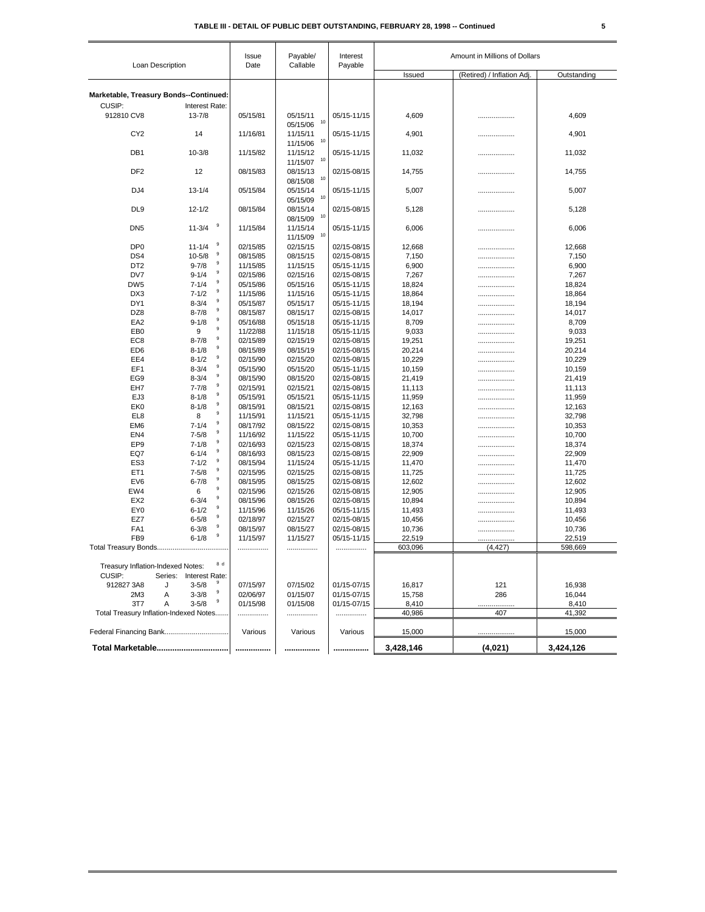**TABLE III - DETAIL OF PUBLIC DEBT OUTSTANDING, FEBRUARY 28, 1998 -- Continued**

| Loan Description | | Issue Date | Payable/ Callable | Interest Payable | Amount in Millions of Dollars | | |
|---|---|---|---|---|---|---|---|
| | | | | | Issued | (Retired) / Inflation Adj. | Outstanding |
| **Marketable, Treasury Bonds--Continued:** | | | | | | | |
| CUSIP: | Interest Rate: | | | | | | |
| 912810 CV8 | 13-7/8 | 05/15/81 | 05/15/11 05/15/06 [10] | 05/15-11/15 | 4,609 | .................. | 4,609 |
| CY2 | 14 | 11/16/81 | 11/15/11 11/15/06 [10] | 05/15-11/15 | 4,901 | .................. | 4,901 |
| DB1 | 10-3/8 | 11/15/82 | 11/15/12 11/15/07 [10] | 05/15-11/15 | 11,032 | .................. | 11,032 |
| DF2 | 12 | 08/15/83 | 08/15/13 08/15/08 [10] | 02/15-08/15 | 14,755 | .................. | 14,755 |
| DJ4 | 13-1/4 | 05/15/84 | 05/15/14 05/15/09 [10] | 05/15-11/15 | 5,007 | .................. | 5,007 |
| DL9 | 12-1/2 | 08/15/84 | 08/15/14 08/15/09 [10] | 02/15-08/15 | 5,128 | .................. | 5,128 |
| DN5 | 11-3/4 [9] | 11/15/84 | 11/15/14 11/15/09 [10] | 05/15-11/15 | 6,006 | .................. | 6,006 |
| DP0 | 11-1/4 [9] | 02/15/85 | 02/15/15 | 02/15-08/15 | 12,668 | .................. | 12,668 |
| DS4 | 10-5/8 [9] | 08/15/85 | 08/15/15 | 02/15-08/15 | 7,150 | .................. | 7,150 |
| DT2 | 9-7/8 [9] | 11/15/85 | 11/15/15 | 05/15-11/15 | 6,900 | .................. | 6,900 |
| DV7 | 9-1/4 [9] | 02/15/86 | 02/15/16 | 02/15-08/15 | 7,267 | .................. | 7,267 |
| DW5 | 7-1/4 [9] | 05/15/86 | 05/15/16 | 05/15-11/15 | 18,824 | .................. | 18,824 |
| DX3 | 7-1/2 [9] | 11/15/86 | 11/15/16 | 05/15-11/15 | 18,864 | .................. | 18,864 |
| DY1 | 8-3/4 [9] | 05/15/87 | 05/15/17 | 05/15-11/15 | 18,194 | .................. | 18,194 |
| DZ8 | 8-7/8 [9] | 08/15/87 | 08/15/17 | 02/15-08/15 | 14,017 | .................. | 14,017 |
| EA2 | 9-1/8 [9] | 05/16/88 | 05/15/18 | 05/15-11/15 | 8,709 | .................. | 8,709 |
| EB0 | 9 [9] | 11/22/88 | 11/15/18 | 05/15-11/15 | 9,033 | .................. | 9,033 |
| EC8 | 8-7/8 [9] | 02/15/89 | 02/15/19 | 02/15-08/15 | 19,251 | .................. | 19,251 |
| ED6 | 8-1/8 [9] | 08/15/89 | 08/15/19 | 02/15-08/15 | 20,214 | .................. | 20,214 |
| EE4 | 8-1/2 [9] | 02/15/90 | 02/15/20 | 02/15-08/15 | 10,229 | .................. | 10,229 |
| EF1 | 8-3/4 [9] | 05/15/90 | 05/15/20 | 05/15-11/15 | 10,159 | .................. | 10,159 |
| EG9 | 8-3/4 [9] | 08/15/90 | 08/15/20 | 02/15-08/15 | 21,419 | .................. | 21,419 |
| EH7 | 7-7/8 [9] | 02/15/91 | 02/15/21 | 02/15-08/15 | 11,113 | .................. | 11,113 |
| EJ3 | 8-1/8 [9] | 05/15/91 | 05/15/21 | 05/15-11/15 | 11,959 | .................. | 11,959 |
| EK0 | 8-1/8 [9] | 08/15/91 | 08/15/21 | 02/15-08/15 | 12,163 | .................. | 12,163 |
| EL8 | 8 [9] | 11/15/91 | 11/15/21 | 05/15-11/15 | 32,798 | .................. | 32,798 |
| EM6 | 7-1/4 [9] | 08/17/92 | 08/15/22 | 02/15-08/15 | 10,353 | .................. | 10,353 |
| EN4 | 7-5/8 [9] | 11/16/92 | 11/15/22 | 05/15-11/15 | 10,700 | .................. | 10,700 |
| EP9 | 7-1/8 [9] | 02/16/93 | 02/15/23 | 02/15-08/15 | 18,374 | .................. | 18,374 |
| EQ7 | 6-1/4 [9] | 08/16/93 | 08/15/23 | 02/15-08/15 | 22,909 | .................. | 22,909 |
| ES3 | 7-1/2 [9] | 08/15/94 | 11/15/24 | 05/15-11/15 | 11,470 | .................. | 11,470 |
| ET1 | 7-5/8 [9] | 02/15/95 | 02/15/25 | 02/15-08/15 | 11,725 | .................. | 11,725 |
| EV6 | 6-7/8 [9] | 08/15/95 | 08/15/25 | 02/15-08/15 | 12,602 | .................. | 12,602 |
| EW4 | 6 [9] | 02/15/96 | 02/15/26 | 02/15-08/15 | 12,905 | .................. | 12,905 |
| EX2 | 6-3/4 [9] | 08/15/96 | 08/15/26 | 02/15-08/15 | 10,894 | .................. | 10,894 |
| EY0 | 6-1/2 [9] | 11/15/96 | 11/15/26 | 05/15-11/15 | 11,493 | .................. | 11,493 |
| EZ7 | 6-5/8 [9] | 02/18/97 | 02/15/27 | 02/15-08/15 | 10,456 | .................. | 10,456 |
| FA1 | 6-3/8 [9] | 08/15/97 | 08/15/27 | 02/15-08/15 | 10,736 | .................. | 10,736 |
| FB9 | 6-1/8 [9] | 11/15/97 | 11/15/27 | 05/15-11/15 | 22,519 | .................. | 22,519 |
| Total Treasury Bonds.................................... | | ............... | ............... | ............... | 603,096 | (4,427) | 598,669 |
| Treasury Inflation-Indexed Notes: [8 d] | | | | | | | |
| CUSIP: | Series: Interest Rate: | | | | | | |
| 912827 3A8 | J 3-5/8 [9] | 07/15/97 | 07/15/02 | 01/15-07/15 | 16,817 | 121 | 16,938 |
| 2M3 | A 3-3/8 [9] | 02/06/97 | 01/15/07 | 01/15-07/15 | 15,758 | 286 | 16,044 |
| 3T7 | A 3-5/8 [9] | 01/15/98 | 01/15/08 | 01/15-07/15 | 8,410 | .................. | 8,410 |
| Total Treasury Inflation-Indexed Notes....... | | ............... | ............... | ............... | 40,986 | 407 | 41,392 |
| Federal Financing Bank................................. | | Various | Various | Various | 15,000 | .................. | 15,000 |
| **Total Marketable...............................** | | **...............** | **...............** | **...............** | **3,428,146** | **(4,021)** | **3,424,126** |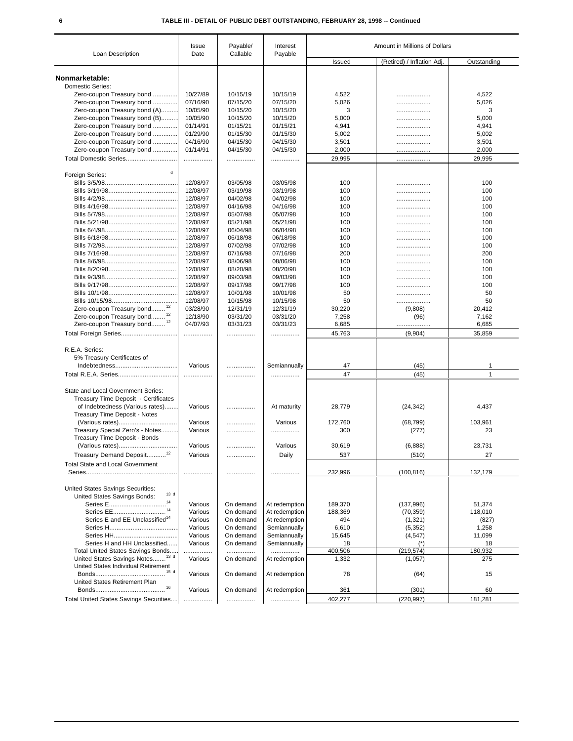## TABLE III - DETAIL OF PUBLIC DEBT OUTSTANDING, FEBRUARY 28, 1998 -- Continued

| Loan Description | Issue Date | Payable/ Callable | Interest Payable | Amount in Millions of Dollars | | |
|---|---|---|---|---|---|---|
| | | | | Issued | (Retired) / Inflation Adj. | Outstanding |
| **Nonmarketable:** | | | | | | |
| Domestic Series: | | | | | | |
| Zero-coupon Treasury bond | 10/27/89 | 10/15/19 | 10/15/19 | 4,522 | ................... | 4,522 |
| Zero-coupon Treasury bond | 07/16/90 | 07/15/20 | 07/15/20 | 5,026 | ................... | 5,026 |
| Zero-coupon Treasury bond (A) | 10/05/90 | 10/15/20 | 10/15/20 | 3 | ................... | 3 |
| Zero-coupon Treasury bond (B) | 10/05/90 | 10/15/20 | 10/15/20 | 5,000 | ................... | 5,000 |
| Zero-coupon Treasury bond | 01/14/91 | 01/15/21 | 01/15/21 | 4,941 | ................... | 4,941 |
| Zero-coupon Treasury bond | 01/29/90 | 01/15/30 | 01/15/30 | 5,002 | ................... | 5,002 |
| Zero-coupon Treasury bond | 04/16/90 | 04/15/30 | 04/15/30 | 3,501 | ................... | 3,501 |
| Zero-coupon Treasury bond | 01/14/91 | 04/15/30 | 04/15/30 | 2,000 | ................... | 2,000 |
| Total Domestic Series | ................ | ................ | ................ | 29,995 | ................... | 29,995 |
| Foreign Series: [d] | | | | | | |
| Bills 3/5/98 | 12/08/97 | 03/05/98 | 03/05/98 | 100 | ................... | 100 |
| Bills 3/19/98 | 12/08/97 | 03/19/98 | 03/19/98 | 100 | ................... | 100 |
| Bills 4/2/98 | 12/08/97 | 04/02/98 | 04/02/98 | 100 | ................... | 100 |
| Bills 4/16/98 | 12/08/97 | 04/16/98 | 04/16/98 | 100 | ................... | 100 |
| Bills 5/7/98 | 12/08/97 | 05/07/98 | 05/07/98 | 100 | ................... | 100 |
| Bills 5/21/98 | 12/08/97 | 05/21/98 | 05/21/98 | 100 | ................... | 100 |
| Bills 6/4/98 | 12/08/97 | 06/04/98 | 06/04/98 | 100 | ................... | 100 |
| Bills 6/18/98 | 12/08/97 | 06/18/98 | 06/18/98 | 100 | ................... | 100 |
| Bills 7/2/98 | 12/08/97 | 07/02/98 | 07/02/98 | 100 | ................... | 100 |
| Bills 7/16/98 | 12/08/97 | 07/16/98 | 07/16/98 | 200 | ................... | 200 |
| Bills 8/6/98 | 12/08/97 | 08/06/98 | 08/06/98 | 100 | ................... | 100 |
| Bills 8/20/98 | 12/08/97 | 08/20/98 | 08/20/98 | 100 | ................... | 100 |
| Bills 9/3/98 | 12/08/97 | 09/03/98 | 09/03/98 | 100 | ................... | 100 |
| Bills 9/17/98 | 12/08/97 | 09/17/98 | 09/17/98 | 100 | ................... | 100 |
| Bills 10/1/98 | 12/08/97 | 10/01/98 | 10/01/98 | 50 | ................... | 50 |
| Bills 10/15/98 | 12/08/97 | 10/15/98 | 10/15/98 | 50 | ................... | 50 |
| Zero-coupon Treasury bond [12] | 03/28/90 | 12/31/19 | 12/31/19 | 30,220 | (9,808) | 20,412 |
| Zero-coupon Treasury bond [12] | 12/18/90 | 03/31/20 | 03/31/20 | 7,258 | (96) | 7,162 |
| Zero-coupon Treasury bond [12] | 04/07/93 | 03/31/23 | 03/31/23 | 6,685 | ................... | 6,685 |
| Total Foreign Series | ................ | ................ | ................ | 45,763 | (9,904) | 35,859 |
| R.E.A. Series: | | | | | | |
| 5% Treasury Certificates of Indebtedness | Various | ................ | Semiannually | 47 | (45) | 1 |
| Total R.E.A. Series | ................ | ................ | ................ | 47 | (45) | 1 |
| State and Local Government Series: | | | | | | |
| Treasury Time Deposit - Certificates of Indebtedness (Various rates) | Various | ................ | At maturity | 28,779 | (24,342) | 4,437 |
| Treasury Time Deposit - Notes (Various rates) | Various | ................ | Various | 172,760 | (68,799) | 103,961 |
| Treasury Special Zero's - Notes | Various | ................ | ................ | 300 | (277) | 23 |
| Treasury Time Deposit - Bonds (Various rates) | Various | ................ | Various | 30,619 | (6,888) | 23,731 |
| Treasury Demand Deposit [12] | Various | ................ | Daily | 537 | (510) | 27 |
| Total State and Local Government Series | ................ | ................ | ................ | 232,996 | (100,816) | 132,179 |
| United States Savings Securities: | | | | | | |
| United States Savings Bonds: [13 d] | | | | | | |
| Series E [14] | Various | On demand | At redemption | 189,370 | (137,996) | 51,374 |
| Series EE [14] | Various | On demand | At redemption | 188,369 | (70,359) | 118,010 |
| Series E and EE Unclassified [14] | Various | On demand | At redemption | 494 | (1,321) | (827) |
| Series H | Various | On demand | Semiannually | 6,610 | (5,352) | 1,258 |
| Series HH | Various | On demand | Semiannually | 15,645 | (4,547) | 11,099 |
| Series H and HH Unclassified | Various | On demand | Semiannually | 18 | (*) | 18 |
| Total United States Savings Bonds | ................ | ................ | ................ | 400,506 | (219,574) | 180,932 |
| United States Savings Notes [13 d] | Various | On demand | At redemption | 1,332 | (1,057) | 275 |
| United States Individual Retirement Bonds [15 d] | Various | On demand | At redemption | 78 | (64) | 15 |
| United States Retirement Plan Bonds [16] | Various | On demand | At redemption | 361 | (301) | 60 |
| Total United States Savings Securities | ................ | ................ | ................ | 402,277 | (220,997) | 181,281 |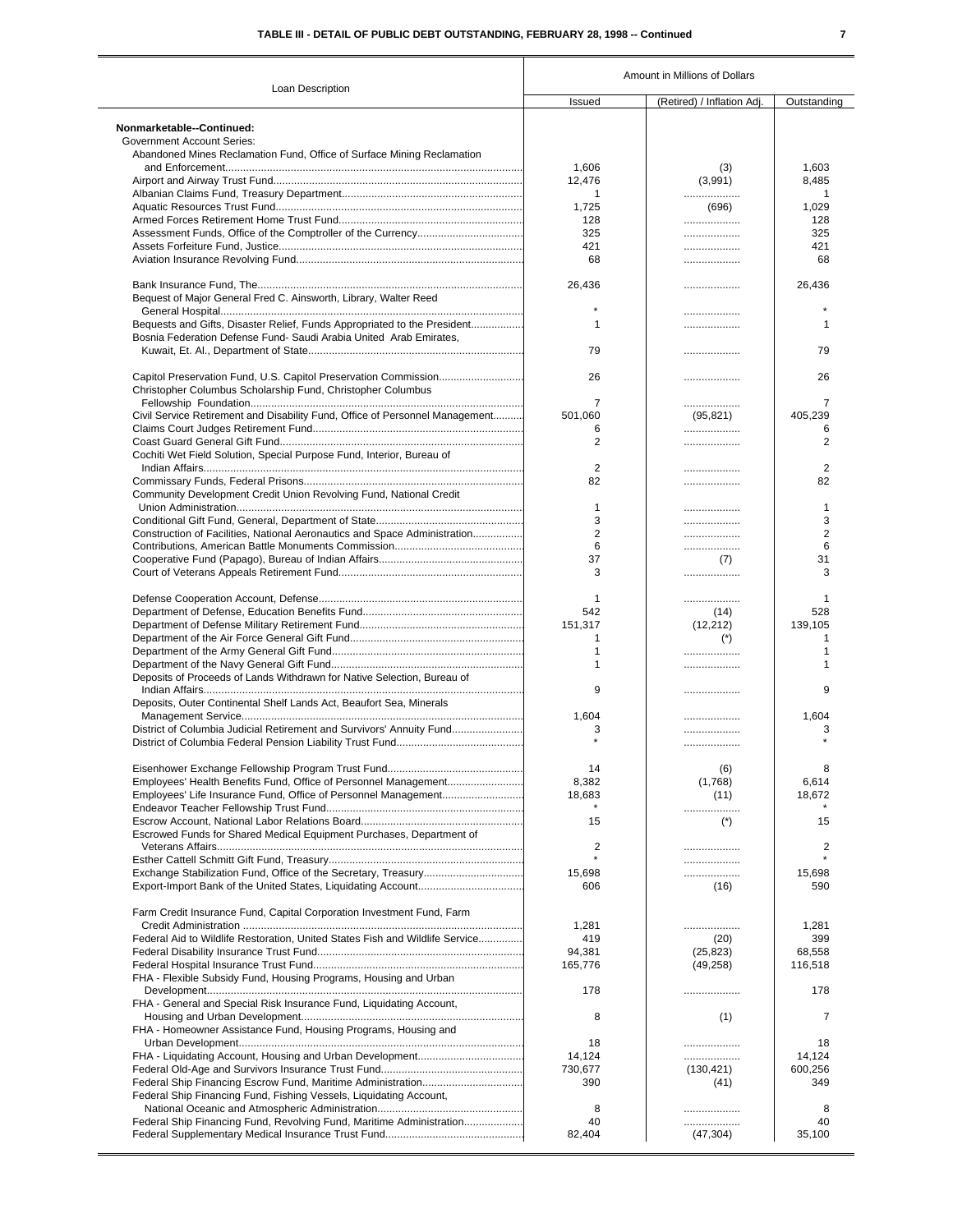**TABLE III - DETAIL OF PUBLIC DEBT OUTSTANDING, FEBRUARY 28, 1998 -- Continued**

| Loan Description | Amount in Millions of Dollars | | |
|---|---|---|---|
| | Issued | (Retired) / Inflation Adj. | Outstanding |
| **Nonmarketable--Continued:** | | | |
| Government Account Series: | | | |
| Abandoned Mines Reclamation Fund, Office of Surface Mining Reclamation and Enforcement | 1,606 | (3) | 1,603 |
| Airport and Airway Trust Fund | 12,476 | (3,991) | 8,485 |
| Albanian Claims Fund, Treasury Department | 1 | .................. | 1 |
| Aquatic Resources Trust Fund | 1,725 | (696) | 1,029 |
| Armed Forces Retirement Home Trust Fund | 128 | .................. | 128 |
| Assessment Funds, Office of the Comptroller of the Currency | 325 | .................. | 325 |
| Assets Forfeiture Fund, Justice | 421 | .................. | 421 |
| Aviation Insurance Revolving Fund | 68 | .................. | 68 |
| Bank Insurance Fund, The | 26,436 | .................. | 26,436 |
| Bequest of Major General Fred C. Ainsworth, Library, Walter Reed General Hospital | * | .................. | * |
| Bequests and Gifts, Disaster Relief, Funds Appropriated to the President | 1 | .................. | 1 |
| Bosnia Federation Defense Fund- Saudi Arabia United Arab Emirates, Kuwait, Et. Al., Department of State | 79 | .................. | 79 |
| Capitol Preservation Fund, U.S. Capitol Preservation Commission | 26 | .................. | 26 |
| Christopher Columbus Scholarship Fund, Christopher Columbus Fellowship Foundation | 7 | .................. | 7 |
| Civil Service Retirement and Disability Fund, Office of Personnel Management | 501,060 | (95,821) | 405,239 |
| Claims Court Judges Retirement Fund | 6 | .................. | 6 |
| Coast Guard General Gift Fund | 2 | .................. | 2 |
| Cochiti Wet Field Solution, Special Purpose Fund, Interior, Bureau of Indian Affairs | 2 | .................. | 2 |
| Commissary Funds, Federal Prisons | 82 | .................. | 82 |
| Community Development Credit Union Revolving Fund, National Credit Union Administration | 1 | .................. | 1 |
| Conditional Gift Fund, General, Department of State | 3 | .................. | 3 |
| Construction of Facilities, National Aeronautics and Space Administration | 2 | .................. | 2 |
| Contributions, American Battle Monuments Commission | 6 | .................. | 6 |
| Cooperative Fund (Papago), Bureau of Indian Affairs | 37 | (7) | 31 |
| Court of Veterans Appeals Retirement Fund | 3 | .................. | 3 |
| Defense Cooperation Account, Defense | 1 | .................. | 1 |
| Department of Defense, Education Benefits Fund | 542 | (14) | 528 |
| Department of Defense Military Retirement Fund | 151,317 | (12,212) | 139,105 |
| Department of the Air Force General Gift Fund | 1 | (*) | 1 |
| Department of the Army General Gift Fund | 1 | .................. | 1 |
| Department of the Navy General Gift Fund | 1 | .................. | 1 |
| Deposits of Proceeds of Lands Withdrawn for Native Selection, Bureau of Indian Affairs | 9 | .................. | 9 |
| Deposits, Outer Continental Shelf Lands Act, Beaufort Sea, Minerals Management Service | 1,604 | .................. | 1,604 |
| District of Columbia Judicial Retirement and Survivors' Annuity Fund | 3 | .................. | 3 |
| District of Columbia Federal Pension Liability Trust Fund | * | .................. | * |
| Eisenhower Exchange Fellowship Program Trust Fund | 14 | (6) | 8 |
| Employees' Health Benefits Fund, Office of Personnel Management | 8,382 | (1,768) | 6,614 |
| Employees' Life Insurance Fund, Office of Personnel Management | 18,683 | (11) | 18,672 |
| Endeavor Teacher Fellowship Trust Fund | * | .................. | * |
| Escrow Account, National Labor Relations Board | 15 | (*) | 15 |
| Escrowed Funds for Shared Medical Equipment Purchases, Department of Veterans Affairs | 2 | .................. | 2 |
| Esther Cattell Schmitt Gift Fund, Treasury | * | .................. | * |
| Exchange Stabilization Fund, Office of the Secretary, Treasury | 15,698 | .................. | 15,698 |
| Export-Import Bank of the United States, Liquidating Account | 606 | (16) | 590 |
| Farm Credit Insurance Fund, Capital Corporation Investment Fund, Farm Credit Administration | 1,281 | .................. | 1,281 |
| Federal Aid to Wildlife Restoration, United States Fish and Wildlife Service | 419 | (20) | 399 |
| Federal Disability Insurance Trust Fund | 94,381 | (25,823) | 68,558 |
| Federal Hospital Insurance Trust Fund | 165,776 | (49,258) | 116,518 |
| FHA - Flexible Subsidy Fund, Housing Programs, Housing and Urban Development | 178 | .................. | 178 |
| FHA - General and Special Risk Insurance Fund, Liquidating Account, Housing and Urban Development | 8 | (1) | 7 |
| FHA - Homeowner Assistance Fund, Housing Programs, Housing and Urban Development | 18 | .................. | 18 |
| FHA - Liquidating Account, Housing and Urban Development | 14,124 | .................. | 14,124 |
| Federal Old-Age and Survivors Insurance Trust Fund | 730,677 | (130,421) | 600,256 |
| Federal Ship Financing Escrow Fund, Maritime Administration | 390 | (41) | 349 |
| Federal Ship Financing Fund, Fishing Vessels, Liquidating Account, National Oceanic and Atmospheric Administration | 8 | .................. | 8 |
| Federal Ship Financing Fund, Revolving Fund, Maritime Administration | 40 | .................. | 40 |
| Federal Supplementary Medical Insurance Trust Fund | 82,404 | (47,304) | 35,100 |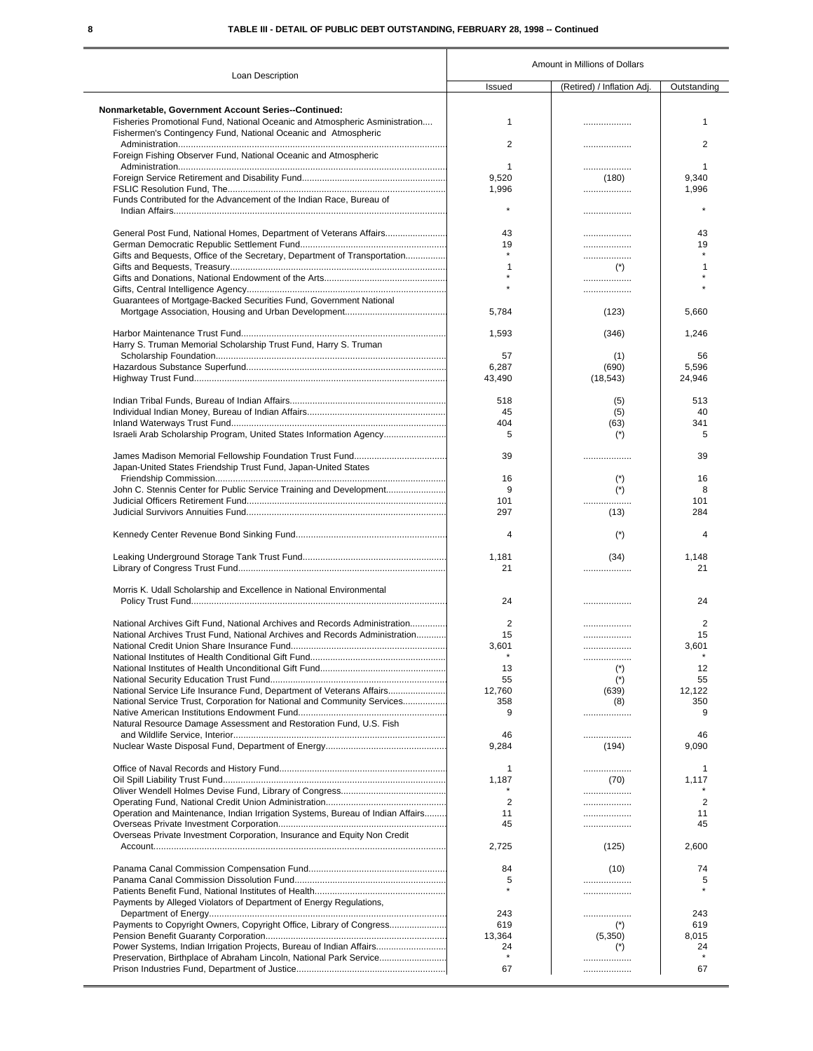## TABLE III - DETAIL OF PUBLIC DEBT OUTSTANDING, FEBRUARY 28, 1998 -- Continued

| Loan Description | Amount in Millions of Dollars | | |
|---|---|---|---|
| | Issued | (Retired) / Inflation Adj. | Outstanding |
| **Nonmarketable, Government Account Series--Continued:** | | | |
| Fisheries Promotional Fund, National Oceanic and Atmospheric Asministration | 1 | .................. | 1 |
| Fishermen's Contingency Fund, National Oceanic and Atmospheric Administration | 2 | .................. | 2 |
| Foreign Fishing Observer Fund, National Oceanic and Atmospheric Administration | 1 | .................. | 1 |
| Foreign Service Retirement and Disability Fund | 9,520 | (180) | 9,340 |
| FSLIC Resolution Fund, The | 1,996 | .................. | 1,996 |
| Funds Contributed for the Advancement of the Indian Race, Bureau of Indian Affairs | * | .................. | * |
| General Post Fund, National Homes, Department of Veterans Affairs | 43 | .................. | 43 |
| German Democratic Republic Settlement Fund | 19 | .................. | 19 |
| Gifts and Bequests, Office of the Secretary, Department of Transportation | * | .................. | * |
| Gifts and Bequests, Treasury | 1 | (*) | 1 |
| Gifts and Donations, National Endowment of the Arts | * | .................. | * |
| Gifts, Central Intelligence Agency | * | .................. | * |
| Guarantees of Mortgage-Backed Securities Fund, Government National Mortgage Association, Housing and Urban Development | 5,784 | (123) | 5,660 |
| Harbor Maintenance Trust Fund | 1,593 | (346) | 1,246 |
| Harry S. Truman Memorial Scholarship Trust Fund, Harry S. Truman Scholarship Foundation | 57 | (1) | 56 |
| Hazardous Substance Superfund | 6,287 | (690) | 5,596 |
| Highway Trust Fund | 43,490 | (18,543) | 24,946 |
| Indian Tribal Funds, Bureau of Indian Affairs | 518 | (5) | 513 |
| Individual Indian Money, Bureau of Indian Affairs | 45 | (5) | 40 |
| Inland Waterways Trust Fund | 404 | (63) | 341 |
| Israeli Arab Scholarship Program, United States Information Agency | 5 | (*) | 5 |
| James Madison Memorial Fellowship Foundation Trust Fund | 39 | .................. | 39 |
| Japan-United States Friendship Trust Fund, Japan-United States Friendship Commission | 16 | (*) | 16 |
| John C. Stennis Center for Public Service Training and Development | 9 | (*) | 8 |
| Judicial Officers Retirement Fund | 101 | .................. | 101 |
| Judicial Survivors Annuities Fund | 297 | (13) | 284 |
| Kennedy Center Revenue Bond Sinking Fund | 4 | (*) | 4 |
| Leaking Underground Storage Tank Trust Fund | 1,181 | (34) | 1,148 |
| Library of Congress Trust Fund | 21 | .................. | 21 |
| Morris K. Udall Scholarship and Excellence in National Environmental Policy Trust Fund | 24 | .................. | 24 |
| National Archives Gift Fund, National Archives and Records Administration | 2 | .................. | 2 |
| National Archives Trust Fund, National Archives and Records Administration | 15 | .................. | 15 |
| National Credit Union Share Insurance Fund | 3,601 | .................. | 3,601 |
| National Institutes of Health Conditional Gift Fund | * | .................. | * |
| National Institutes of Health Unconditional Gift Fund | 13 | (*) | 12 |
| National Security Education Trust Fund | 55 | (*) | 55 |
| National Service Life Insurance Fund, Department of Veterans Affairs | 12,760 | (639) | 12,122 |
| National Service Trust, Corporation for National and Community Services | 358 | (8) | 350 |
| Native American Institutions Endowment Fund | 9 | .................. | 9 |
| Natural Resource Damage Assessment and Restoration Fund, U.S. Fish and Wildlife Service, Interior | 46 | .................. | 46 |
| Nuclear Waste Disposal Fund, Department of Energy | 9,284 | (194) | 9,090 |
| Office of Naval Records and History Fund | 1 | .................. | 1 |
| Oil Spill Liability Trust Fund | 1,187 | (70) | 1,117 |
| Oliver Wendell Holmes Devise Fund, Library of Congress | * | .................. | * |
| Operating Fund, National Credit Union Administration | 2 | .................. | 2 |
| Operation and Maintenance, Indian Irrigation Systems, Bureau of Indian Affairs | 11 | .................. | 11 |
| Overseas Private Investment Corporation | 45 | .................. | 45 |
| Overseas Private Investment Corporation, Insurance and Equity Non Credit Account | 2,725 | (125) | 2,600 |
| Panama Canal Commission Compensation Fund | 84 | (10) | 74 |
| Panama Canal Commission Dissolution Fund | 5 | .................. | 5 |
| Patients Benefit Fund, National Institutes of Health | * | .................. | * |
| Payments by Alleged Violators of Department of Energy Regulations, Department of Energy | 243 | .................. | 243 |
| Payments to Copyright Owners, Copyright Office, Library of Congress | 619 | (*) | 619 |
| Pension Benefit Guaranty Corporation | 13,364 | (5,350) | 8,015 |
| Power Systems, Indian Irrigation Projects, Bureau of Indian Affairs | 24 | (*) | 24 |
| Preservation, Birthplace of Abraham Lincoln, National Park Service | * | .................. | * |
| Prison Industries Fund, Department of Justice | 67 | .................. | 67 |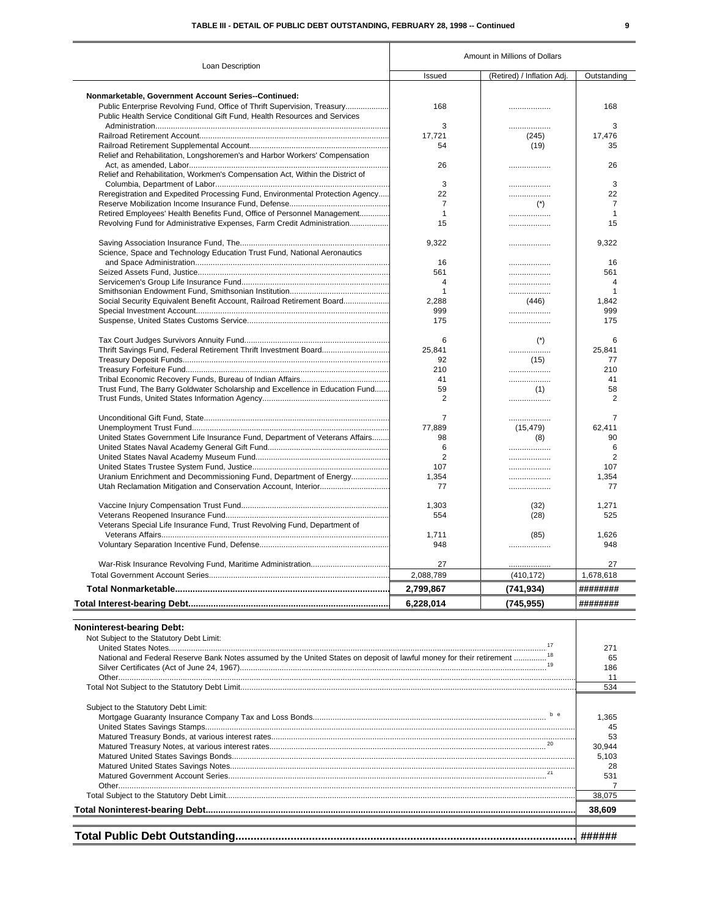## TABLE III - DETAIL OF PUBLIC DEBT OUTSTANDING, FEBRUARY 28, 1998 -- Continued

| Loan Description | Amount in Millions of Dollars | | |
|---|---|---|---|
| | Issued | (Retired) / Inflation Adj. | Outstanding |
| **Nonmarketable, Government Account Series--Continued:** | | | |
| Public Enterprise Revolving Fund, Office of Thrift Supervision, Treasury | 168 | ................... | 168 |
| Public Health Service Conditional Gift Fund, Health Resources and Services Administration | 3 | ................... | 3 |
| Railroad Retirement Account | 17,721 | (245) | 17,476 |
| Railroad Retirement Supplemental Account | 54 | (19) | 35 |
| Relief and Rehabilitation, Longshoremen's and Harbor Workers' Compensation Act, as amended, Labor | 26 | ................... | 26 |
| Relief and Rehabilitation, Workmen's Compensation Act, Within the District of Columbia, Department of Labor | 3 | ................... | 3 |
| Reregistration and Expedited Processing Fund, Environmental Protection Agency | 22 | ................... | 22 |
| Reserve Mobilization Income Insurance Fund, Defense | 7 | (*) | 7 |
| Retired Employees' Health Benefits Fund, Office of Personnel Management | 1 | ................... | 1 |
| Revolving Fund for Administrative Expenses, Farm Credit Administration | 15 | ................... | 15 |
| Saving Association Insurance Fund, The | 9,322 | ................... | 9,322 |
| Science, Space and Technology Education Trust Fund, National Aeronautics and Space Administration | 16 | ................... | 16 |
| Seized Assets Fund, Justice | 561 | ................... | 561 |
| Servicemen's Group Life Insurance Fund | 4 | ................... | 4 |
| Smithsonian Endowment Fund, Smithsonian Institution | 1 | ................... | 1 |
| Social Security Equivalent Benefit Account, Railroad Retirement Board | 2,288 | (446) | 1,842 |
| Special Investment Account | 999 | ................... | 999 |
| Suspense, United States Customs Service | 175 | ................... | 175 |
| Tax Court Judges Survivors Annuity Fund | 6 | (*) | 6 |
| Thrift Savings Fund, Federal Retirement Thrift Investment Board | 25,841 | ................... | 25,841 |
| Treasury Deposit Funds | 92 | (15) | 77 |
| Treasury Forfeiture Fund | 210 | ................... | 210 |
| Tribal Economic Recovery Funds, Bureau of Indian Affairs | 41 | ................... | 41 |
| Trust Fund, The Barry Goldwater Scholarship and Excellence in Education Fund | 59 | (1) | 58 |
| Trust Funds, United States Information Agency | 2 | ................... | 2 |
| Unconditional Gift Fund, State | 7 | ................... | 7 |
| Unemployment Trust Fund | 77,889 | (15,479) | 62,411 |
| United States Government Life Insurance Fund, Department of Veterans Affairs | 98 | (8) | 90 |
| United States Naval Academy General Gift Fund | 6 | ................... | 6 |
| United States Naval Academy Museum Fund | 2 | ................... | 2 |
| United States Trustee System Fund, Justice | 107 | ................... | 107 |
| Uranium Enrichment and Decommissioning Fund, Department of Energy | 1,354 | ................... | 1,354 |
| Utah Reclamation Mitigation and Conservation Account, Interior | 77 | ................... | 77 |
| Vaccine Injury Compensation Trust Fund | 1,303 | (32) | 1,271 |
| Veterans Reopened Insurance Fund | 554 | (28) | 525 |
| Veterans Special Life Insurance Fund, Trust Revolving Fund, Department of Veterans Affairs | 1,711 | (85) | 1,626 |
| Voluntary Separation Incentive Fund, Defense | 948 | ................... | 948 |
| War-Risk Insurance Revolving Fund, Maritime Administration | 27 | ................... | 27 |
| Total Government Account Series | 2,088,789 | (410,172) | 1,678,618 |
| **Total Nonmarketable** | **2,799,867** | **(741,934)** | **########** |
| **Total Interest-bearing Debt** | **6,228,014** | **(745,955)** | **########** |

| Loan Description | Outstanding |
|---|---|
| **Noninterest-bearing Debt:** | |
| Not Subject to the Statutory Debt Limit: | |
| United States Notes [17] | 271 |
| National and Federal Reserve Bank Notes assumed by the United States on deposit of lawful money for their retirement [18] | 65 |
| Silver Certificates (Act of June 24, 1967) [19] | 186 |
| Other | 11 |
| Total Not Subject to the Statutory Debt Limit | 534 |
| Subject to the Statutory Debt Limit: | |
| Mortgage Guaranty Insurance Company Tax and Loss Bonds [b e] | 1,365 |
| United States Savings Stamps | 45 |
| Matured Treasury Bonds, at various interest rates | 53 |
| Matured Treasury Notes, at various interest rates [20] | 30,944 |
| Matured United States Savings Bonds | 5,103 |
| Matured United States Savings Notes | 28 |
| Matured Government Account Series [21] | 531 |
| Other | 7 |
| Total Subject to the Statutory Debt Limit | 38,075 |
| **Total Noninterest-bearing Debt** | **38,609** |
| **Total Public Debt Outstanding** | **######** |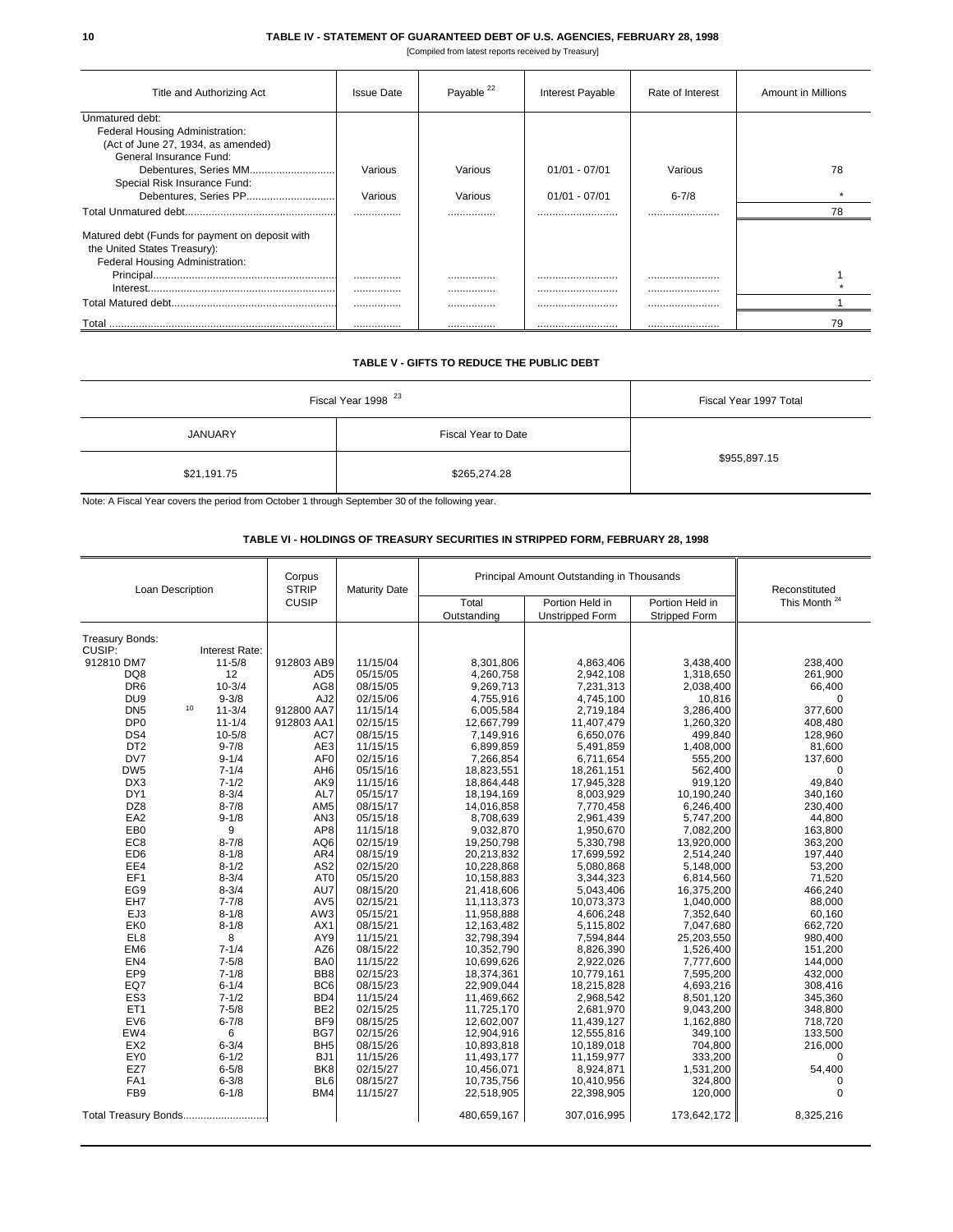## TABLE IV - STATEMENT OF GUARANTEED DEBT OF U.S. AGENCIES, FEBRUARY 28, 1998

[Compiled from latest reports received by Treasury]

| Title and Authorizing Act | Issue Date | Payable [22] | Interest Payable | Rate of Interest | Amount in Millions |
|---|---|---|---|---|---|
| Unmatured debt: | | | | | |
| Federal Housing Administration: | | | | | |
| (Act of June 27, 1934, as amended) | | | | | |
| General Insurance Fund: | | | | | |
| Debentures, Series MM | Various | Various | 01/01 - 07/01 | Various | 78 |
| Special Risk Insurance Fund: | | | | | |
| Debentures, Series PP | Various | Various | 01/01 - 07/01 | 6-7/8 | * |
| Total Unmatured debt | | | | | 78 |
| Matured debt (Funds for payment on deposit with the United States Treasury): | | | | | |
| Federal Housing Administration: | | | | | |
| Principal | | | | | 1 |
| Interest | | | | | * |
| Total Matured debt | | | | | 1 |
| Total | | | | | 79 |

## TABLE V - GIFTS TO REDUCE THE PUBLIC DEBT

| Fiscal Year 1998 [23] | | Fiscal Year 1997 Total |
|---|---|---|
| JANUARY | Fiscal Year to Date | |
| $21,191.75 | $265,274.28 | $955,897.15 |

Note: A Fiscal Year covers the period from October 1 through September 30 of the following year.

## TABLE VI - HOLDINGS OF TREASURY SECURITIES IN STRIPPED FORM, FEBRUARY 28, 1998

| Loan Description | | Corpus STRIP CUSIP | Maturity Date | Principal Amount Outstanding in Thousands | | | Reconstituted This Month [24] |
|---|---|---|---|---|---|---|---|
| | | | | Total Outstanding | Portion Held in Unstripped Form | Portion Held in Stripped Form | |
| Treasury Bonds: | | | | | | | |
| CUSIP: | Interest Rate: | | | | | | |
| 912810 DM7 | 11-5/8 | 912803 AB9 | 11/15/04 | 8,301,806 | 4,863,406 | 3,438,400 | 238,400 |
| DQ8 | 12 | AD5 | 05/15/05 | 4,260,758 | 2,942,108 | 1,318,650 | 261,900 |
| DR6 | 10-3/4 | AG8 | 08/15/05 | 9,269,713 | 7,231,313 | 2,038,400 | 66,400 |
| DU9 | 9-3/8 | AJ2 | 02/15/06 | 4,755,916 | 4,745,100 | 10,816 | 0 |
| DN5 [10] | 11-3/4 | 912800 AA7 | 11/15/14 | 6,005,584 | 2,719,184 | 3,286,400 | 377,600 |
| DP0 | 11-1/4 | 912803 AA1 | 02/15/15 | 12,667,799 | 11,407,479 | 1,260,320 | 408,480 |
| DS4 | 10-5/8 | AC7 | 08/15/15 | 7,149,916 | 6,650,076 | 499,840 | 128,960 |
| DT2 | 9-7/8 | AE3 | 11/15/15 | 6,899,859 | 5,491,859 | 1,408,000 | 81,600 |
| DV7 | 9-1/4 | AF0 | 02/15/16 | 7,266,854 | 6,711,654 | 555,200 | 137,600 |
| DW5 | 7-1/4 | AH6 | 05/15/16 | 18,823,551 | 18,261,151 | 562,400 | 0 |
| DX3 | 7-1/2 | AK9 | 11/15/16 | 18,864,448 | 17,945,328 | 919,120 | 49,840 |
| DY1 | 8-3/4 | AL7 | 05/15/17 | 18,194,169 | 8,003,929 | 10,190,240 | 340,160 |
| DZ8 | 8-7/8 | AM5 | 08/15/17 | 14,016,858 | 7,770,458 | 6,246,400 | 230,400 |
| EA2 | 9-1/8 | AN3 | 05/15/18 | 8,708,639 | 2,961,439 | 5,747,200 | 44,800 |
| EB0 | 9 | AP8 | 11/15/18 | 9,032,870 | 1,950,670 | 7,082,200 | 163,800 |
| EC8 | 8-7/8 | AQ6 | 02/15/19 | 19,250,798 | 5,330,798 | 13,920,000 | 363,200 |
| ED6 | 8-1/8 | AR4 | 08/15/19 | 20,213,832 | 17,699,592 | 2,514,240 | 197,440 |
| EE4 | 8-1/2 | AS2 | 02/15/20 | 10,228,868 | 5,080,868 | 5,148,000 | 53,200 |
| EF1 | 8-3/4 | AT0 | 05/15/20 | 10,158,883 | 3,344,323 | 6,814,560 | 71,520 |
| EG9 | 8-3/4 | AU7 | 08/15/20 | 21,418,606 | 5,043,406 | 16,375,200 | 466,240 |
| EH7 | 7-7/8 | AV5 | 02/15/21 | 11,113,373 | 10,073,373 | 1,040,000 | 88,000 |
| EJ3 | 8-1/8 | AW3 | 05/15/21 | 11,958,888 | 4,606,248 | 7,352,640 | 60,160 |
| EK0 | 8-1/8 | AX1 | 08/15/21 | 12,163,482 | 5,115,802 | 7,047,680 | 662,720 |
| EL8 | 8 | AY9 | 11/15/21 | 32,798,394 | 7,594,844 | 25,203,550 | 980,400 |
| EM6 | 7-1/4 | AZ6 | 08/15/22 | 10,352,790 | 8,826,390 | 1,526,400 | 151,200 |
| EN4 | 7-5/8 | BA0 | 11/15/22 | 10,699,626 | 2,922,026 | 7,777,600 | 144,000 |
| EP9 | 7-1/8 | BB8 | 02/15/23 | 18,374,361 | 10,779,161 | 7,595,200 | 432,000 |
| EQ7 | 6-1/4 | BC6 | 08/15/23 | 22,909,044 | 18,215,828 | 4,693,216 | 308,416 |
| ES3 | 7-1/2 | BD4 | 11/15/24 | 11,469,662 | 2,968,542 | 8,501,120 | 345,360 |
| ET1 | 7-5/8 | BE2 | 02/15/25 | 11,725,170 | 2,681,970 | 9,043,200 | 348,800 |
| EV6 | 6-7/8 | BF9 | 08/15/25 | 12,602,007 | 11,439,127 | 1,162,880 | 718,720 |
| EW4 | 6 | BG7 | 02/15/26 | 12,904,916 | 12,555,816 | 349,100 | 133,500 |
| EX2 | 6-3/4 | BH5 | 08/15/26 | 10,893,818 | 10,189,018 | 704,800 | 216,000 |
| EY0 | 6-1/2 | BJ1 | 11/15/26 | 11,493,177 | 11,159,977 | 333,200 | 0 |
| EZ7 | 6-5/8 | BK8 | 02/15/27 | 10,456,071 | 8,924,871 | 1,531,200 | 54,400 |
| FA1 | 6-3/8 | BL6 | 08/15/27 | 10,735,756 | 10,410,956 | 324,800 | 0 |
| FB9 | 6-1/8 | BM4 | 11/15/27 | 22,518,905 | 22,398,905 | 120,000 | 0 |
| Total Treasury Bonds | | | | 480,659,167 | 307,016,995 | 173,642,172 | 8,325,216 |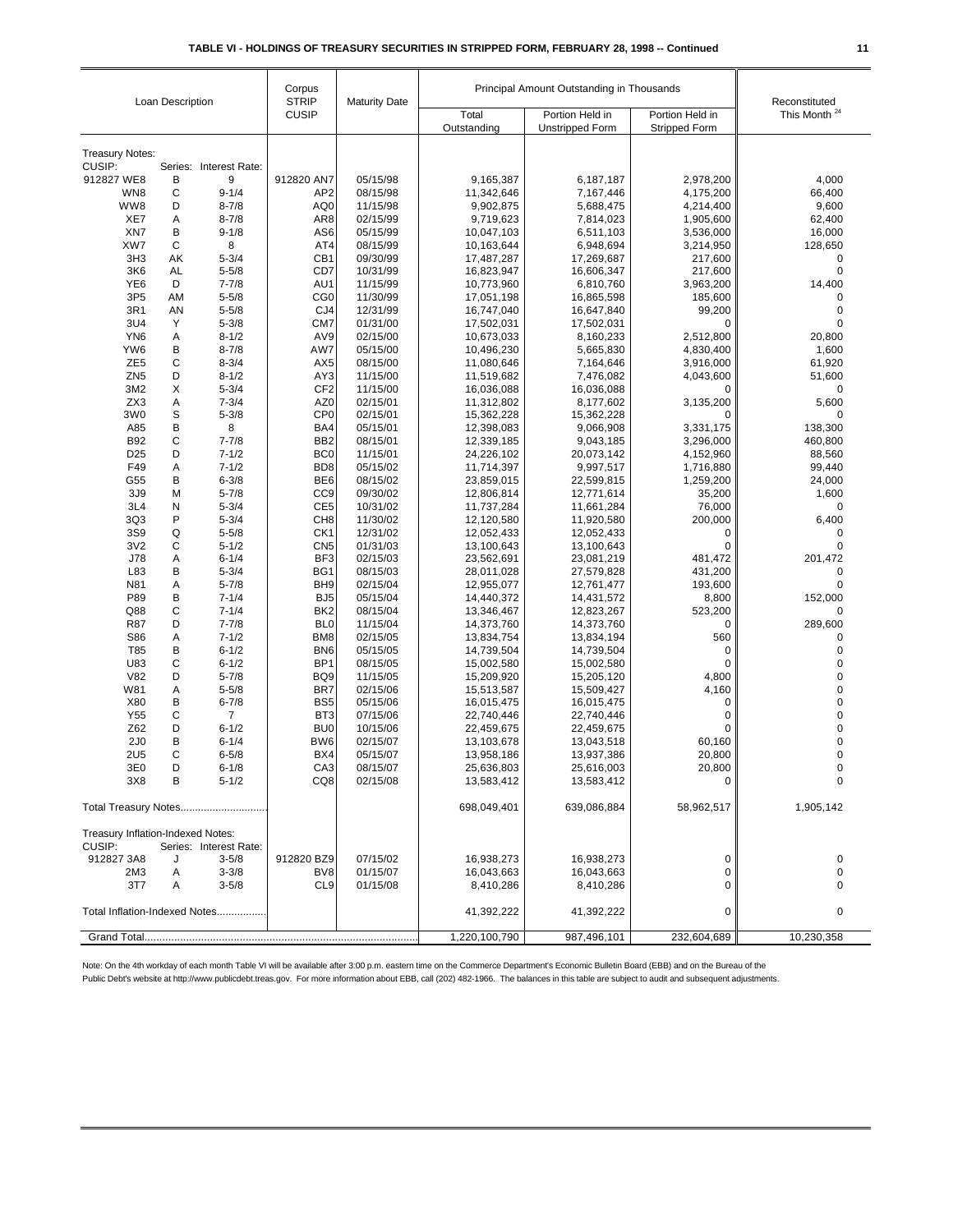**TABLE VI - HOLDINGS OF TREASURY SECURITIES IN STRIPPED FORM, FEBRUARY 28, 1998 -- Continued**

| Loan Description | | | Corpus STRIP CUSIP | Maturity Date | Principal Amount Outstanding in Thousands | | | Reconstituted This Month [24] |
|---|---|---|---|---|---|---|---|---|
| | | | | | Total Outstanding | Portion Held in Unstripped Form | Portion Held in Stripped Form | |
| **Treasury Notes:** | | | | | | | | |
| CUSIP: | Series: | Interest Rate: | | | | | | |
| 912827 WE8 | B | 9 | 912820 AN7 | 05/15/98 | 9,165,387 | 6,187,187 | 2,978,200 | 4,000 |
| WN8 | C | 9-1/4 | AP2 | 08/15/98 | 11,342,646 | 7,167,446 | 4,175,200 | 66,400 |
| WW8 | D | 8-7/8 | AQ0 | 11/15/98 | 9,902,875 | 5,688,475 | 4,214,400 | 9,600 |
| XE7 | A | 8-7/8 | AR8 | 02/15/99 | 9,719,623 | 7,814,023 | 1,905,600 | 62,400 |
| XN7 | B | 9-1/8 | AS6 | 05/15/99 | 10,047,103 | 6,511,103 | 3,536,000 | 16,000 |
| XW7 | C | 8 | AT4 | 08/15/99 | 10,163,644 | 6,948,694 | 3,214,950 | 128,650 |
| 3H3 | AK | 5-3/4 | CB1 | 09/30/99 | 17,487,287 | 17,269,687 | 217,600 | 0 |
| 3K6 | AL | 5-5/8 | CD7 | 10/31/99 | 16,823,947 | 16,606,347 | 217,600 | 0 |
| YE6 | D | 7-7/8 | AU1 | 11/15/99 | 10,773,960 | 6,810,760 | 3,963,200 | 14,400 |
| 3P5 | AM | 5-5/8 | CG0 | 11/30/99 | 17,051,198 | 16,865,598 | 185,600 | 0 |
| 3R1 | AN | 5-5/8 | CJ4 | 12/31/99 | 16,747,040 | 16,647,840 | 99,200 | 0 |
| 3U4 | Y | 5-3/8 | CM7 | 01/31/00 | 17,502,031 | 17,502,031 | 0 | 0 |
| YN6 | A | 8-1/2 | AV9 | 02/15/00 | 10,673,033 | 8,160,233 | 2,512,800 | 20,800 |
| YW6 | B | 8-7/8 | AW7 | 05/15/00 | 10,496,230 | 5,665,830 | 4,830,400 | 1,600 |
| ZE5 | C | 8-3/4 | AX5 | 08/15/00 | 11,080,646 | 7,164,646 | 3,916,000 | 61,920 |
| ZN5 | D | 8-1/2 | AY3 | 11/15/00 | 11,519,682 | 7,476,082 | 4,043,600 | 51,600 |
| 3M2 | X | 5-3/4 | CF2 | 11/15/00 | 16,036,088 | 16,036,088 | 0 | 0 |
| ZX3 | A | 7-3/4 | AZ0 | 02/15/01 | 11,312,802 | 8,177,602 | 3,135,200 | 5,600 |
| 3W0 | S | 5-3/8 | CP0 | 02/15/01 | 15,362,228 | 15,362,228 | 0 | 0 |
| A85 | B | 8 | BA4 | 05/15/01 | 12,398,083 | 9,066,908 | 3,331,175 | 138,300 |
| B92 | C | 7-7/8 | BB2 | 08/15/01 | 12,339,185 | 9,043,185 | 3,296,000 | 460,800 |
| D25 | D | 7-1/2 | BC0 | 11/15/01 | 24,226,102 | 20,073,142 | 4,152,960 | 88,560 |
| F49 | A | 7-1/2 | BD8 | 05/15/02 | 11,714,397 | 9,997,517 | 1,716,880 | 99,440 |
| G55 | B | 6-3/8 | BE6 | 08/15/02 | 23,859,015 | 22,599,815 | 1,259,200 | 24,000 |
| 3J9 | M | 5-7/8 | CC9 | 09/30/02 | 12,806,814 | 12,771,614 | 35,200 | 1,600 |
| 3L4 | N | 5-3/4 | CE5 | 10/31/02 | 11,737,284 | 11,661,284 | 76,000 | 0 |
| 3Q3 | P | 5-3/4 | CH8 | 11/30/02 | 12,120,580 | 11,920,580 | 200,000 | 6,400 |
| 3S9 | Q | 5-5/8 | CK1 | 12/31/02 | 12,052,433 | 12,052,433 | 0 | 0 |
| 3V2 | C | 5-1/2 | CN5 | 01/31/03 | 13,100,643 | 13,100,643 | 0 | 0 |
| J78 | A | 6-1/4 | BF3 | 02/15/03 | 23,562,691 | 23,081,219 | 481,472 | 201,472 |
| L83 | B | 5-3/4 | BG1 | 08/15/03 | 28,011,028 | 27,579,828 | 431,200 | 0 |
| N81 | A | 5-7/8 | BH9 | 02/15/04 | 12,955,077 | 12,761,477 | 193,600 | 0 |
| P89 | B | 7-1/4 | BJ5 | 05/15/04 | 14,440,372 | 14,431,572 | 8,800 | 152,000 |
| Q88 | C | 7-1/4 | BK2 | 08/15/04 | 13,346,467 | 12,823,267 | 523,200 | 0 |
| R87 | D | 7-7/8 | BL0 | 11/15/04 | 14,373,760 | 14,373,760 | 0 | 289,600 |
| S86 | A | 7-1/2 | BM8 | 02/15/05 | 13,834,754 | 13,834,194 | 560 | 0 |
| T85 | B | 6-1/2 | BN6 | 05/15/05 | 14,739,504 | 14,739,504 | 0 | 0 |
| U83 | C | 6-1/2 | BP1 | 08/15/05 | 15,002,580 | 15,002,580 | 0 | 0 |
| V82 | D | 5-7/8 | BQ9 | 11/15/05 | 15,209,920 | 15,205,120 | 4,800 | 0 |
| W81 | A | 5-5/8 | BR7 | 02/15/06 | 15,513,587 | 15,509,427 | 4,160 | 0 |
| X80 | B | 6-7/8 | BS5 | 05/15/06 | 16,015,475 | 16,015,475 | 0 | 0 |
| Y55 | C | 7 | BT3 | 07/15/06 | 22,740,446 | 22,740,446 | 0 | 0 |
| Z62 | D | 6-1/2 | BU0 | 10/15/06 | 22,459,675 | 22,459,675 | 0 | 0 |
| 2J0 | B | 6-1/4 | BW6 | 02/15/07 | 13,103,678 | 13,043,518 | 60,160 | 0 |
| 2U5 | C | 6-5/8 | BX4 | 05/15/07 | 13,958,186 | 13,937,386 | 20,800 | 0 |
| 3E0 | D | 6-1/8 | CA3 | 08/15/07 | 25,636,803 | 25,616,003 | 20,800 | 0 |
| 3X8 | B | 5-1/2 | CQ8 | 02/15/08 | 13,583,412 | 13,583,412 | 0 | 0 |
| Total Treasury Notes | | | | | 698,049,401 | 639,086,884 | 58,962,517 | 1,905,142 |
| **Treasury Inflation-Indexed Notes:** | | | | | | | | |
| CUSIP: | Series: | Interest Rate: | | | | | | |
| 912827 3A8 | J | 3-5/8 | 912820 BZ9 | 07/15/02 | 16,938,273 | 16,938,273 | 0 | 0 |
| 2M3 | A | 3-3/8 | BV8 | 01/15/07 | 16,043,663 | 16,043,663 | 0 | 0 |
| 3T7 | A | 3-5/8 | CL9 | 01/15/08 | 8,410,286 | 8,410,286 | 0 | 0 |
| Total Inflation-Indexed Notes | | | | | 41,392,222 | 41,392,222 | 0 | 0 |
| Grand Total | | | | | 1,220,100,790 | 987,496,101 | 232,604,689 | 10,230,358 |

Note: On the 4th workday of each month Table VI will be available after 3:00 p.m. eastern time on the Commerce Department's Economic Bulletin Board (EBB) and on the Bureau of the Public Debt's website at http://www.publicdebt.treas.gov. For more information about EBB, call (202) 482-1966. The balances in this table are subject to audit and subsequent adjustments.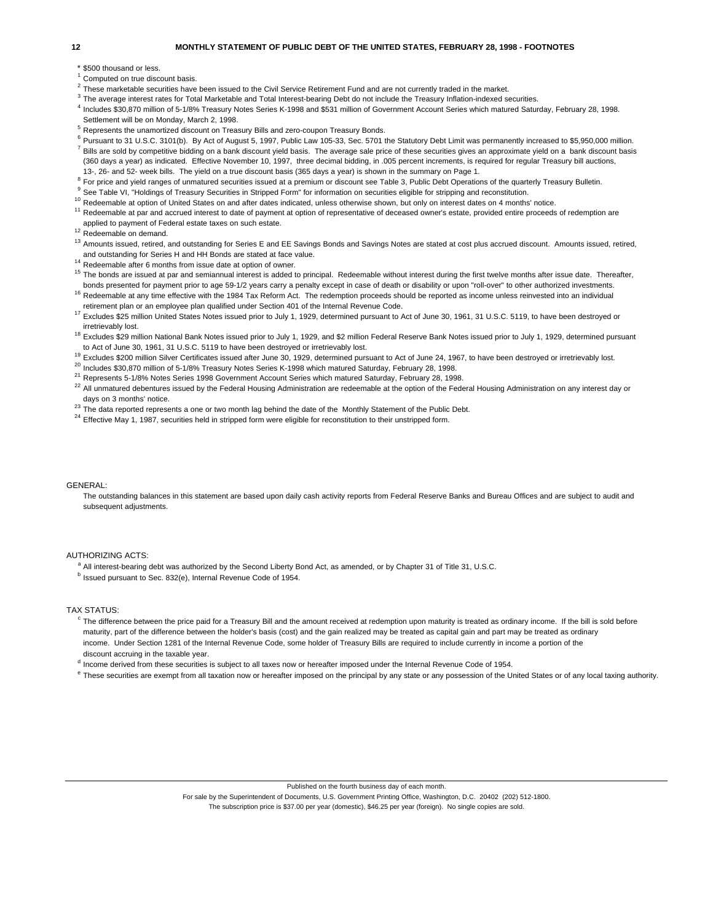* $500 thousand or less.

[1] Computed on true discount basis.

[2] These marketable securities have been issued to the Civil Service Retirement Fund and are not currently traded in the market.

[3] The average interest rates for Total Marketable and Total Interest-bearing Debt do not include the Treasury Inflation-indexed securities.

[4] Includes $30,870 million of 5-1/8% Treasury Notes Series K-1998 and $531 million of Government Account Series which matured Saturday, February 28, 1998. Settlement will be on Monday, March 2, 1998.

[5] Represents the unamortized discount on Treasury Bills and zero-coupon Treasury Bonds.

[6] Pursuant to 31 U.S.C. 3101(b). By Act of August 5, 1997, Public Law 105-33, Sec. 5701 the Statutory Debt Limit was permanently increased to $5,950,000 million.

[7] Bills are sold by competitive bidding on a bank discount yield basis. The average sale price of these securities gives an approximate yield on a bank discount basis (360 days a year) as indicated. Effective November 10, 1997, three decimal bidding, in .005 percent increments, is required for regular Treasury bill auctions, 13-, 26- and 52- week bills. The yield on a true discount basis (365 days a year) is shown in the summary on Page 1.

[8] For price and yield ranges of unmatured securities issued at a premium or discount see Table 3, Public Debt Operations of the quarterly Treasury Bulletin.

[9] See Table VI, "Holdings of Treasury Securities in Stripped Form" for information on securities eligible for stripping and reconstitution.

[10] Redeemable at option of United States on and after dates indicated, unless otherwise shown, but only on interest dates on 4 months' notice.

[11] Redeemable at par and accrued interest to date of payment at option of representative of deceased owner's estate, provided entire proceeds of redemption are applied to payment of Federal estate taxes on such estate.

[12] Redeemable on demand.

[13] Amounts issued, retired, and outstanding for Series E and EE Savings Bonds and Savings Notes are stated at cost plus accrued discount. Amounts issued, retired, and outstanding for Series H and HH Bonds are stated at face value.

[14] Redeemable after 6 months from issue date at option of owner.

[15] The bonds are issued at par and semiannual interest is added to principal. Redeemable without interest during the first twelve months after issue date. Thereafter, bonds presented for payment prior to age 59-1/2 years carry a penalty except in case of death or disability or upon "roll-over" to other authorized investments.

[16] Redeemable at any time effective with the 1984 Tax Reform Act. The redemption proceeds should be reported as income unless reinvested into an individual retirement plan or an employee plan qualified under Section 401 of the Internal Revenue Code.

[17] Excludes $25 million United States Notes issued prior to July 1, 1929, determined pursuant to Act of June 30, 1961, 31 U.S.C. 5119, to have been destroyed or irretrievably lost.

[18] Excludes $29 million National Bank Notes issued prior to July 1, 1929, and $2 million Federal Reserve Bank Notes issued prior to July 1, 1929, determined pursuant to Act of June 30, 1961, 31 U.S.C. 5119 to have been destroyed or irretrievably lost.

[19] Excludes $200 million Silver Certificates issued after June 30, 1929, determined pursuant to Act of June 24, 1967, to have been destroyed or irretrievably lost.

[20] Includes $30,870 million of 5-1/8% Treasury Notes Series K-1998 which matured Saturday, February 28, 1998.

[21] Represents 5-1/8% Notes Series 1998 Government Account Series which matured Saturday, February 28, 1998.

[22] All unmatured debentures issued by the Federal Housing Administration are redeemable at the option of the Federal Housing Administration on any interest day or days on 3 months' notice.

[23] The data reported represents a one or two month lag behind the date of the Monthly Statement of the Public Debt.

[24] Effective May 1, 1987, securities held in stripped form were eligible for reconstitution to their unstripped form.

GENERAL:

The outstanding balances in this statement are based upon daily cash activity reports from Federal Reserve Banks and Bureau Offices and are subject to audit and subsequent adjustments.

AUTHORIZING ACTS:

[a] All interest-bearing debt was authorized by the Second Liberty Bond Act, as amended, or by Chapter 31 of Title 31, U.S.C.

[b] Issued pursuant to Sec. 832(e), Internal Revenue Code of 1954.

TAX STATUS:

[c] The difference between the price paid for a Treasury Bill and the amount received at redemption upon maturity is treated as ordinary income. If the bill is sold before maturity, part of the difference between the holder's basis (cost) and the gain realized may be treated as capital gain and part may be treated as ordinary income. Under Section 1281 of the Internal Revenue Code, some holder of Treasury Bills are required to include currently in income a portion of the discount accruing in the taxable year.

[d] Income derived from these securities is subject to all taxes now or hereafter imposed under the Internal Revenue Code of 1954.

[e] These securities are exempt from all taxation now or hereafter imposed on the principal by any state or any possession of the United States or of any local taxing authority.

Published on the fourth business day of each month.

For sale by the Superintendent of Documents, U.S. Government Printing Office, Washington, D.C. 20402 (202) 512-1800.

The subscription price is $37.00 per year (domestic), $46.25 per year (foreign). No single copies are sold.